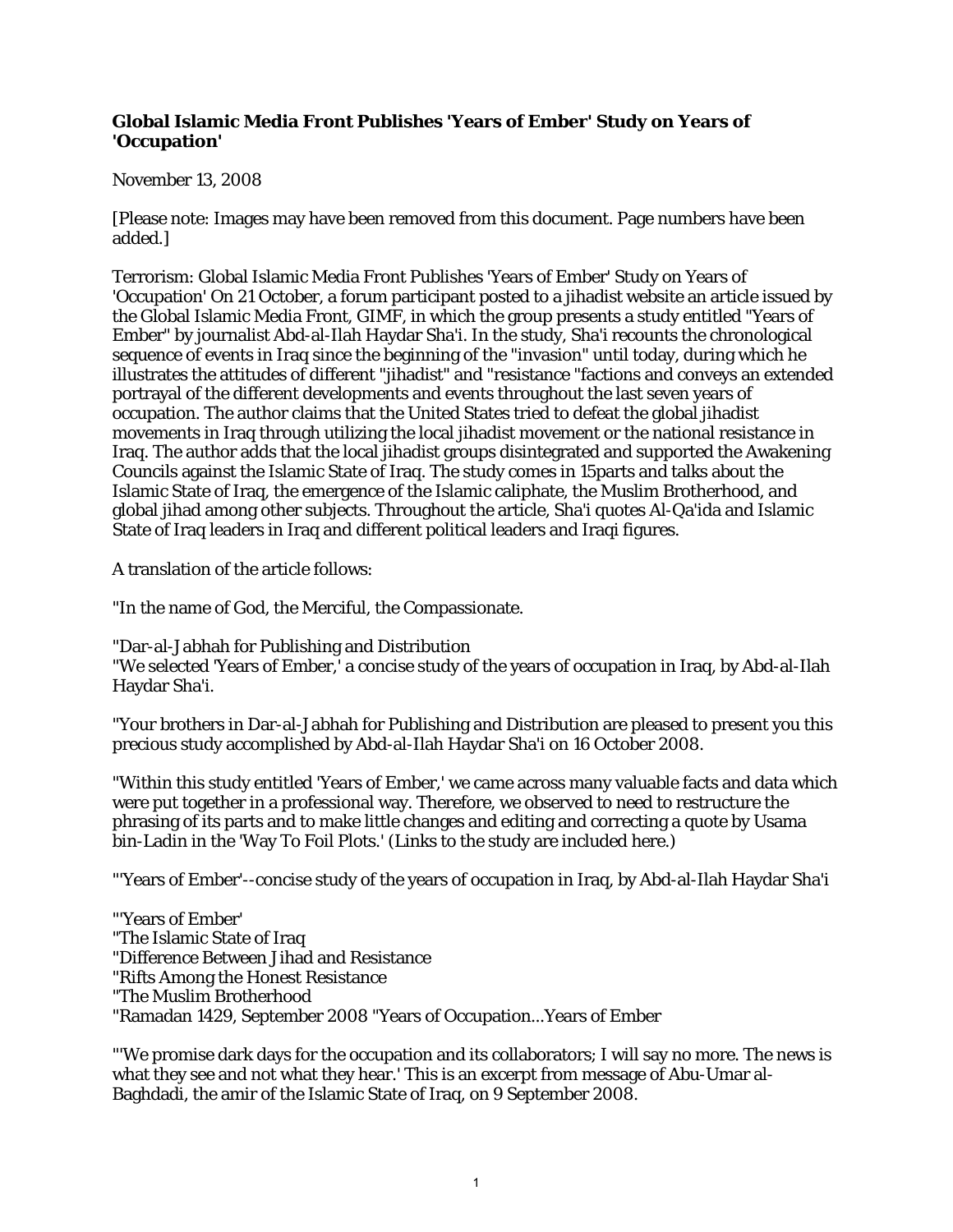**Global Islamic Media Front Publishes 'Years of Ember' Study on Years of 'Occupation'**

November 13, 2008

[Please note: Images may have been removed from this document. Page numbers have been added.]

Terrorism: Global Islamic Media Front Publishes 'Years of Ember' Study on Years of 'Occupation' On 21 October, a forum participant posted to a jihadist website an article issued by the Global Islamic Media Front, GIMF, in which the group presents a study entitled "Years of Ember" by journalist Abd-al-Ilah Haydar Sha'i. In the study, Sha'i recounts the chronological sequence of events in Iraq since the beginning of the "invasion" until today, during which he illustrates the attitudes of different "jihadist" and "resistance "factions and conveys an extended portrayal of the different developments and events throughout the last seven years of occupation. The author claims that the United States tried to defeat the global jihadist movements in Iraq through utilizing the local jihadist movement or the national resistance in Iraq. The author adds that the local jihadist groups disintegrated and supported the Awakening Councils against the Islamic State of Iraq. The study comes in 15parts and talks about the Islamic State of Iraq, the emergence of the Islamic caliphate, the Muslim Brotherhood, and global jihad among other subjects. Throughout the article, Sha'i quotes Al-Qa'ida and Islamic State of Iraq leaders in Iraq and different political leaders and Iraqi figures.

A translation of the article follows:

"In the name of God, the Merciful, the Compassionate.

"Dar-al-Jabhah for Publishing and Distribution
"We selected 'Years of Ember,' a concise study of the years of occupation in Iraq, by Abd-al-Ilah Haydar Sha'i.

"Your brothers in Dar-al-Jabhah for Publishing and Distribution are pleased to present you this precious study accomplished by Abd-al-Ilah Haydar Sha'i on 16 October 2008.

"Within this study entitled 'Years of Ember,' we came across many valuable facts and data which were put together in a professional way. Therefore, we observed to need to restructure the phrasing of its parts and to make little changes and editing and correcting a quote by Usama bin-Ladin in the 'Way To Foil Plots.' (Links to the study are included here.)

"'Years of Ember'--concise study of the years of occupation in Iraq, by Abd-al-Ilah Haydar Sha'i

"'Years of Ember'
"The Islamic State of Iraq
"Difference Between Jihad and Resistance
"Rifts Among the Honest Resistance
"The Muslim Brotherhood
"Ramadan 1429, September 2008 "Years of Occupation...Years of Ember

"'We promise dark days for the occupation and its collaborators; I will say no more. The news is what they see and not what they hear.' This is an excerpt from message of Abu-Umar al-Baghdadi, the amir of the Islamic State of Iraq, on 9 September 2008.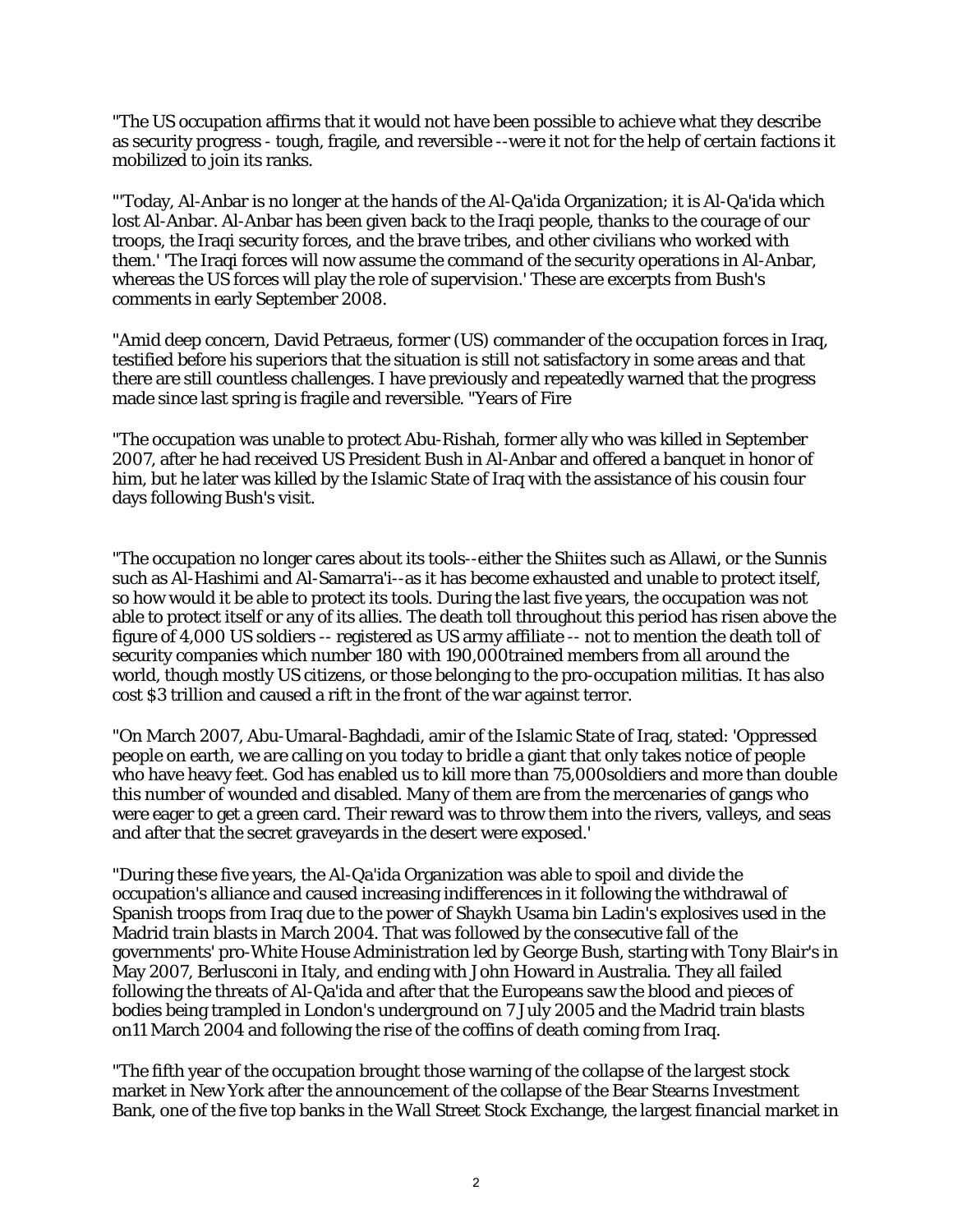"The US occupation affirms that it would not have been possible to achieve what they describe as security progress - tough, fragile, and reversible --were it not for the help of certain factions it mobilized to join its ranks.

"'Today, Al-Anbar is no longer at the hands of the Al-Qa'ida Organization; it is Al-Qa'ida which lost Al-Anbar. Al-Anbar has been given back to the Iraqi people, thanks to the courage of our troops, the Iraqi security forces, and the brave tribes, and other civilians who worked with them.' 'The Iraqi forces will now assume the command of the security operations in Al-Anbar, whereas the US forces will play the role of supervision.' These are excerpts from Bush's comments in early September 2008.

"Amid deep concern, David Petraeus, former (US) commander of the occupation forces in Iraq, testified before his superiors that the situation is still not satisfactory in some areas and that there are still countless challenges. I have previously and repeatedly warned that the progress made since last spring is fragile and reversible. "Years of Fire

"The occupation was unable to protect Abu-Rishah, former ally who was killed in September 2007, after he had received US President Bush in Al-Anbar and offered a banquet in honor of him, but he later was killed by the Islamic State of Iraq with the assistance of his cousin four days following Bush's visit.

"The occupation no longer cares about its tools--either the Shiites such as Allawi, or the Sunnis such as Al-Hashimi and Al-Samarra'i--as it has become exhausted and unable to protect itself, so how would it be able to protect its tools. During the last five years, the occupation was not able to protect itself or any of its allies. The death toll throughout this period has risen above the figure of 4,000 US soldiers -- registered as US army affiliate -- not to mention the death toll of security companies which number 180 with 190,000trained members from all around the world, though mostly US citizens, or those belonging to the pro-occupation militias. It has also cost $3 trillion and caused a rift in the front of the war against terror.

"On March 2007, Abu-Umaral-Baghdadi, amir of the Islamic State of Iraq, stated: 'Oppressed people on earth, we are calling on you today to bridle a giant that only takes notice of people who have heavy feet. God has enabled us to kill more than 75,000soldiers and more than double this number of wounded and disabled. Many of them are from the mercenaries of gangs who were eager to get a green card. Their reward was to throw them into the rivers, valleys, and seas and after that the secret graveyards in the desert were exposed.'

"During these five years, the Al-Qa'ida Organization was able to spoil and divide the occupation's alliance and caused increasing indifferences in it following the withdrawal of Spanish troops from Iraq due to the power of Shaykh Usama bin Ladin's explosives used in the Madrid train blasts in March 2004. That was followed by the consecutive fall of the governments' pro-White House Administration led by George Bush, starting with Tony Blair's in May 2007, Berlusconi in Italy, and ending with John Howard in Australia. They all failed following the threats of Al-Qa'ida and after that the Europeans saw the blood and pieces of bodies being trampled in London's underground on 7 July 2005 and the Madrid train blasts on11 March 2004 and following the rise of the coffins of death coming from Iraq.

"The fifth year of the occupation brought those warning of the collapse of the largest stock market in New York after the announcement of the collapse of the Bear Stearns Investment Bank, one of the five top banks in the Wall Street Stock Exchange, the largest financial market in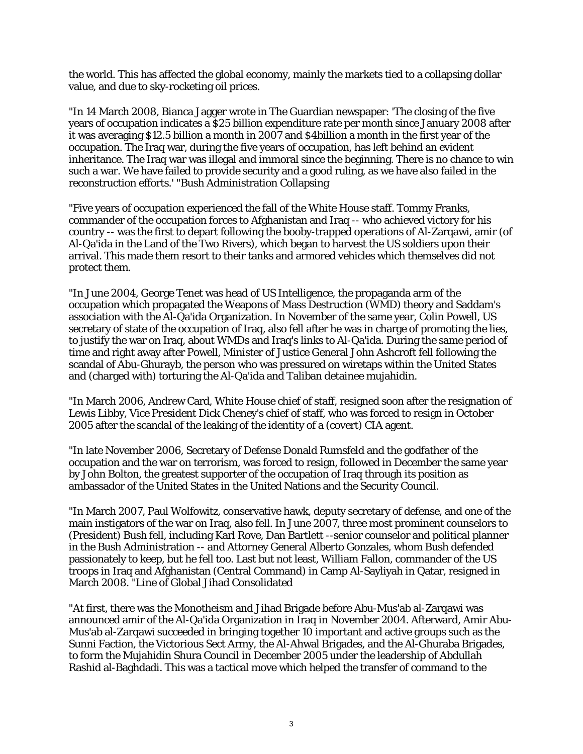the world. This has affected the global economy, mainly the markets tied to a collapsing dollar value, and due to sky-rocketing oil prices.

"In 14 March 2008, Bianca Jagger wrote in The Guardian newspaper: 'The closing of the five years of occupation indicates a $25 billion expenditure rate per month since January 2008 after it was averaging $12.5 billion a month in 2007 and $4billion a month in the first year of the occupation. The Iraq war, during the five years of occupation, has left behind an evident inheritance. The Iraq war was illegal and immoral since the beginning. There is no chance to win such a war. We have failed to provide security and a good ruling, as we have also failed in the reconstruction efforts.' "Bush Administration Collapsing

"Five years of occupation experienced the fall of the White House staff. Tommy Franks, commander of the occupation forces to Afghanistan and Iraq -- who achieved victory for his country -- was the first to depart following the booby-trapped operations of Al-Zarqawi, amir (of Al-Qa'ida in the Land of the Two Rivers), which began to harvest the US soldiers upon their arrival. This made them resort to their tanks and armored vehicles which themselves did not protect them.

"In June 2004, George Tenet was head of US Intelligence, the propaganda arm of the occupation which propagated the Weapons of Mass Destruction (WMD) theory and Saddam's association with the Al-Qa'ida Organization. In November of the same year, Colin Powell, US secretary of state of the occupation of Iraq, also fell after he was in charge of promoting the lies, to justify the war on Iraq, about WMDs and Iraq's links to Al-Qa'ida. During the same period of time and right away after Powell, Minister of Justice General John Ashcroft fell following the scandal of Abu-Ghurayb, the person who was pressured on wiretaps within the United States and (charged with) torturing the Al-Qa'ida and Taliban detainee mujahidin.

"In March 2006, Andrew Card, White House chief of staff, resigned soon after the resignation of Lewis Libby, Vice President Dick Cheney's chief of staff, who was forced to resign in October 2005 after the scandal of the leaking of the identity of a (covert) CIA agent.

"In late November 2006, Secretary of Defense Donald Rumsfeld and the godfather of the occupation and the war on terrorism, was forced to resign, followed in December the same year by John Bolton, the greatest supporter of the occupation of Iraq through its position as ambassador of the United States in the United Nations and the Security Council.

"In March 2007, Paul Wolfowitz, conservative hawk, deputy secretary of defense, and one of the main instigators of the war on Iraq, also fell. In June 2007, three most prominent counselors to (President) Bush fell, including Karl Rove, Dan Bartlett --senior counselor and political planner in the Bush Administration -- and Attorney General Alberto Gonzales, whom Bush defended passionately to keep, but he fell too. Last but not least, William Fallon, commander of the US troops in Iraq and Afghanistan (Central Command) in Camp Al-Sayliyah in Qatar, resigned in March 2008. "Line of Global Jihad Consolidated

"At first, there was the Monotheism and Jihad Brigade before Abu-Mus'ab al-Zarqawi was announced amir of the Al-Qa'ida Organization in Iraq in November 2004. Afterward, Amir Abu-Mus'ab al-Zarqawi succeeded in bringing together 10 important and active groups such as the Sunni Faction, the Victorious Sect Army, the Al-Ahwal Brigades, and the Al-Ghuraba Brigades, to form the Mujahidin Shura Council in December 2005 under the leadership of Abdullah Rashid al-Baghdadi. This was a tactical move which helped the transfer of command to the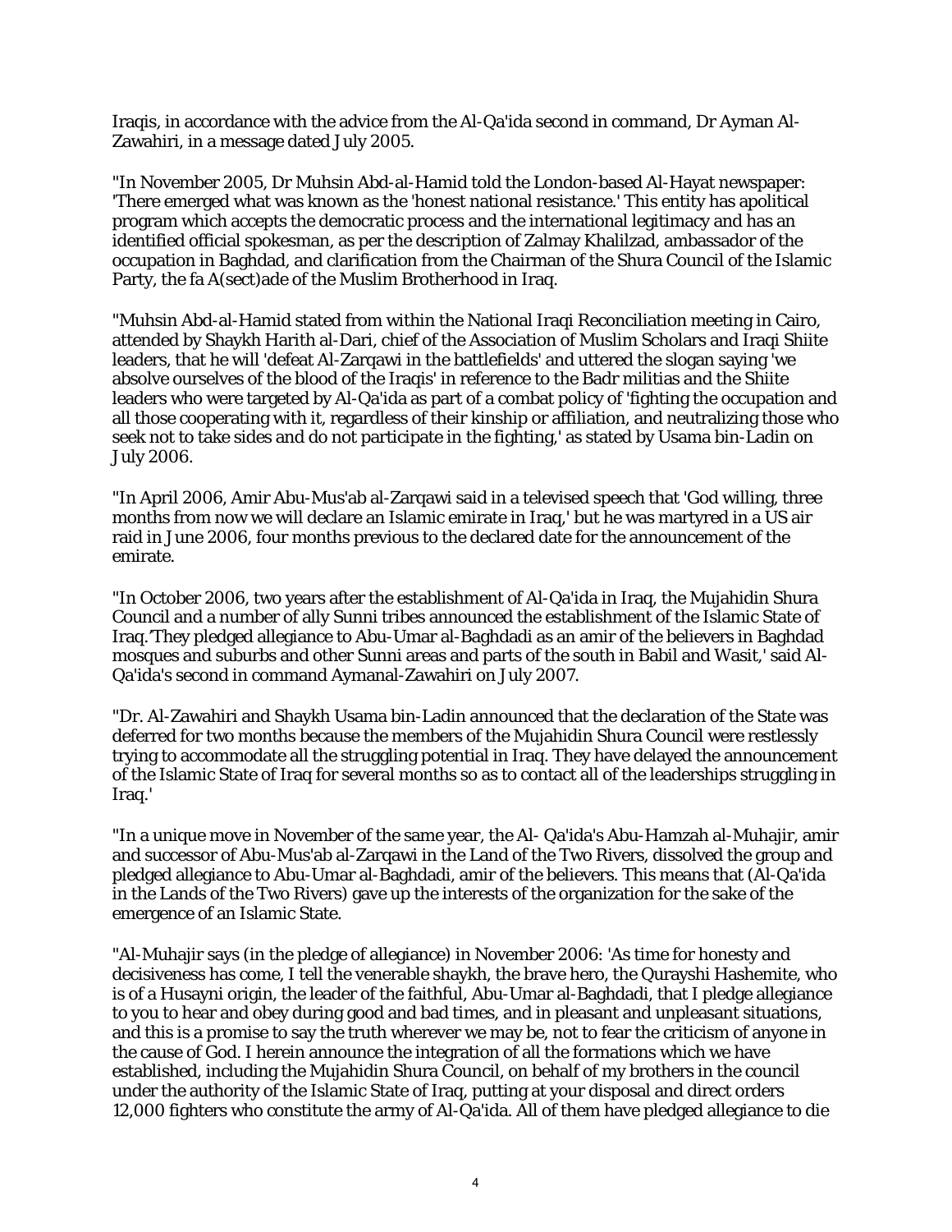Iraqis, in accordance with the advice from the Al-Qa'ida second in command, Dr Ayman Al-Zawahiri, in a message dated July 2005.

"In November 2005, Dr Muhsin Abd-al-Hamid told the London-based Al-Hayat newspaper: 'There emerged what was known as the 'honest national resistance.' This entity has apolitical program which accepts the democratic process and the international legitimacy and has an identified official spokesman, as per the description of Zalmay Khalilzad, ambassador of the occupation in Baghdad, and clarification from the Chairman of the Shura Council of the Islamic Party, the fa A(sect)ade of the Muslim Brotherhood in Iraq.

"Muhsin Abd-al-Hamid stated from within the National Iraqi Reconciliation meeting in Cairo, attended by Shaykh Harith al-Dari, chief of the Association of Muslim Scholars and Iraqi Shiite leaders, that he will 'defeat Al-Zarqawi in the battlefields' and uttered the slogan saying 'we absolve ourselves of the blood of the Iraqis' in reference to the Badr militias and the Shiite leaders who were targeted by Al-Qa'ida as part of a combat policy of 'fighting the occupation and all those cooperating with it, regardless of their kinship or affiliation, and neutralizing those who seek not to take sides and do not participate in the fighting,' as stated by Usama bin-Ladin on July 2006.

"In April 2006, Amir Abu-Mus'ab al-Zarqawi said in a televised speech that 'God willing, three months from now we will declare an Islamic emirate in Iraq,' but he was martyred in a US air raid in June 2006, four months previous to the declared date for the announcement of the emirate.

"In October 2006, two years after the establishment of Al-Qa'ida in Iraq, the Mujahidin Shura Council and a number of ally Sunni tribes announced the establishment of the Islamic State of Iraq.'They pledged allegiance to Abu-Umar al-Baghdadi as an amir of the believers in Baghdad mosques and suburbs and other Sunni areas and parts of the south in Babil and Wasit,' said Al-Qa'ida's second in command Aymanal-Zawahiri on July 2007.

"Dr. Al-Zawahiri and Shaykh Usama bin-Ladin announced that the declaration of the State was deferred for two months because the members of the Mujahidin Shura Council were restlessly trying to accommodate all the struggling potential in Iraq. They have delayed the announcement of the Islamic State of Iraq for several months so as to contact all of the leaderships struggling in Iraq.'

"In a unique move in November of the same year, the Al- Qa'ida's Abu-Hamzah al-Muhajir, amir and successor of Abu-Mus'ab al-Zarqawi in the Land of the Two Rivers, dissolved the group and pledged allegiance to Abu-Umar al-Baghdadi, amir of the believers. This means that (Al-Qa'ida in the Lands of the Two Rivers) gave up the interests of the organization for the sake of the emergence of an Islamic State.

"Al-Muhajir says (in the pledge of allegiance) in November 2006: 'As time for honesty and decisiveness has come, I tell the venerable shaykh, the brave hero, the Qurayshi Hashemite, who is of a Husayni origin, the leader of the faithful, Abu-Umar al-Baghdadi, that I pledge allegiance to you to hear and obey during good and bad times, and in pleasant and unpleasant situations, and this is a promise to say the truth wherever we may be, not to fear the criticism of anyone in the cause of God. I herein announce the integration of all the formations which we have established, including the Mujahidin Shura Council, on behalf of my brothers in the council under the authority of the Islamic State of Iraq, putting at your disposal and direct orders 12,000 fighters who constitute the army of Al-Qa'ida. All of them have pledged allegiance to die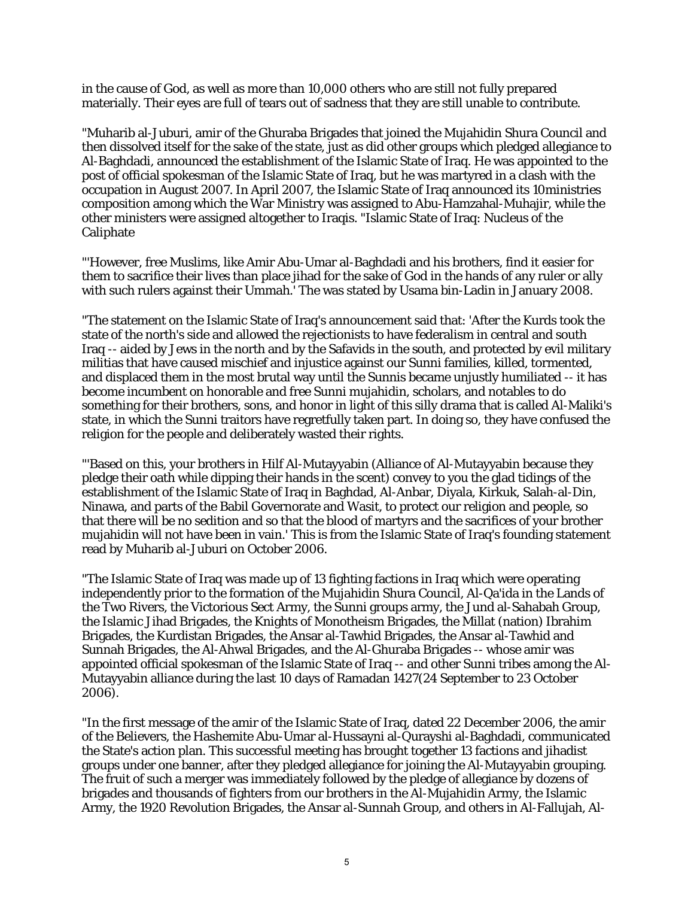in the cause of God, as well as more than 10,000 others who are still not fully prepared materially. Their eyes are full of tears out of sadness that they are still unable to contribute.

"Muharib al-Juburi, amir of the Ghuraba Brigades that joined the Mujahidin Shura Council and then dissolved itself for the sake of the state, just as did other groups which pledged allegiance to Al-Baghdadi, announced the establishment of the Islamic State of Iraq. He was appointed to the post of official spokesman of the Islamic State of Iraq, but he was martyred in a clash with the occupation in August 2007. In April 2007, the Islamic State of Iraq announced its 10ministries composition among which the War Ministry was assigned to Abu-Hamzahal-Muhajir, while the other ministers were assigned altogether to Iraqis. "Islamic State of Iraq: Nucleus of the Caliphate

"'However, free Muslims, like Amir Abu-Umar al-Baghdadi and his brothers, find it easier for them to sacrifice their lives than place jihad for the sake of God in the hands of any ruler or ally with such rulers against their Ummah.' The was stated by Usama bin-Ladin in January 2008.

"The statement on the Islamic State of Iraq's announcement said that: 'After the Kurds took the state of the north's side and allowed the rejectionists to have federalism in central and south Iraq -- aided by Jews in the north and by the Safavids in the south, and protected by evil military militias that have caused mischief and injustice against our Sunni families, killed, tormented, and displaced them in the most brutal way until the Sunnis became unjustly humiliated -- it has become incumbent on honorable and free Sunni mujahidin, scholars, and notables to do something for their brothers, sons, and honor in light of this silly drama that is called Al-Maliki's state, in which the Sunni traitors have regretfully taken part. In doing so, they have confused the religion for the people and deliberately wasted their rights.

"'Based on this, your brothers in Hilf Al-Mutayyabin (Alliance of Al-Mutayyabin because they pledge their oath while dipping their hands in the scent) convey to you the glad tidings of the establishment of the Islamic State of Iraq in Baghdad, Al-Anbar, Diyala, Kirkuk, Salah-al-Din, Ninawa, and parts of the Babil Governorate and Wasit, to protect our religion and people, so that there will be no sedition and so that the blood of martyrs and the sacrifices of your brother mujahidin will not have been in vain.' This is from the Islamic State of Iraq's founding statement read by Muharib al-Juburi on October 2006.

"The Islamic State of Iraq was made up of 13 fighting factions in Iraq which were operating independently prior to the formation of the Mujahidin Shura Council, Al-Qa'ida in the Lands of the Two Rivers, the Victorious Sect Army, the Sunni groups army, the Jund al-Sahabah Group, the Islamic Jihad Brigades, the Knights of Monotheism Brigades, the Millat (nation) Ibrahim Brigades, the Kurdistan Brigades, the Ansar al-Tawhid Brigades, the Ansar al-Tawhid and Sunnah Brigades, the Al-Ahwal Brigades, and the Al-Ghuraba Brigades -- whose amir was appointed official spokesman of the Islamic State of Iraq -- and other Sunni tribes among the Al-Mutayyabin alliance during the last 10 days of Ramadan 1427(24 September to 23 October 2006).

"In the first message of the amir of the Islamic State of Iraq, dated 22 December 2006, the amir of the Believers, the Hashemite Abu-Umar al-Hussayni al-Qurayshi al-Baghdadi, communicated the State's action plan. This successful meeting has brought together 13 factions and jihadist groups under one banner, after they pledged allegiance for joining the Al-Mutayyabin grouping. The fruit of such a merger was immediately followed by the pledge of allegiance by dozens of brigades and thousands of fighters from our brothers in the Al-Mujahidin Army, the Islamic Army, the 1920 Revolution Brigades, the Ansar al-Sunnah Group, and others in Al-Fallujah, Al-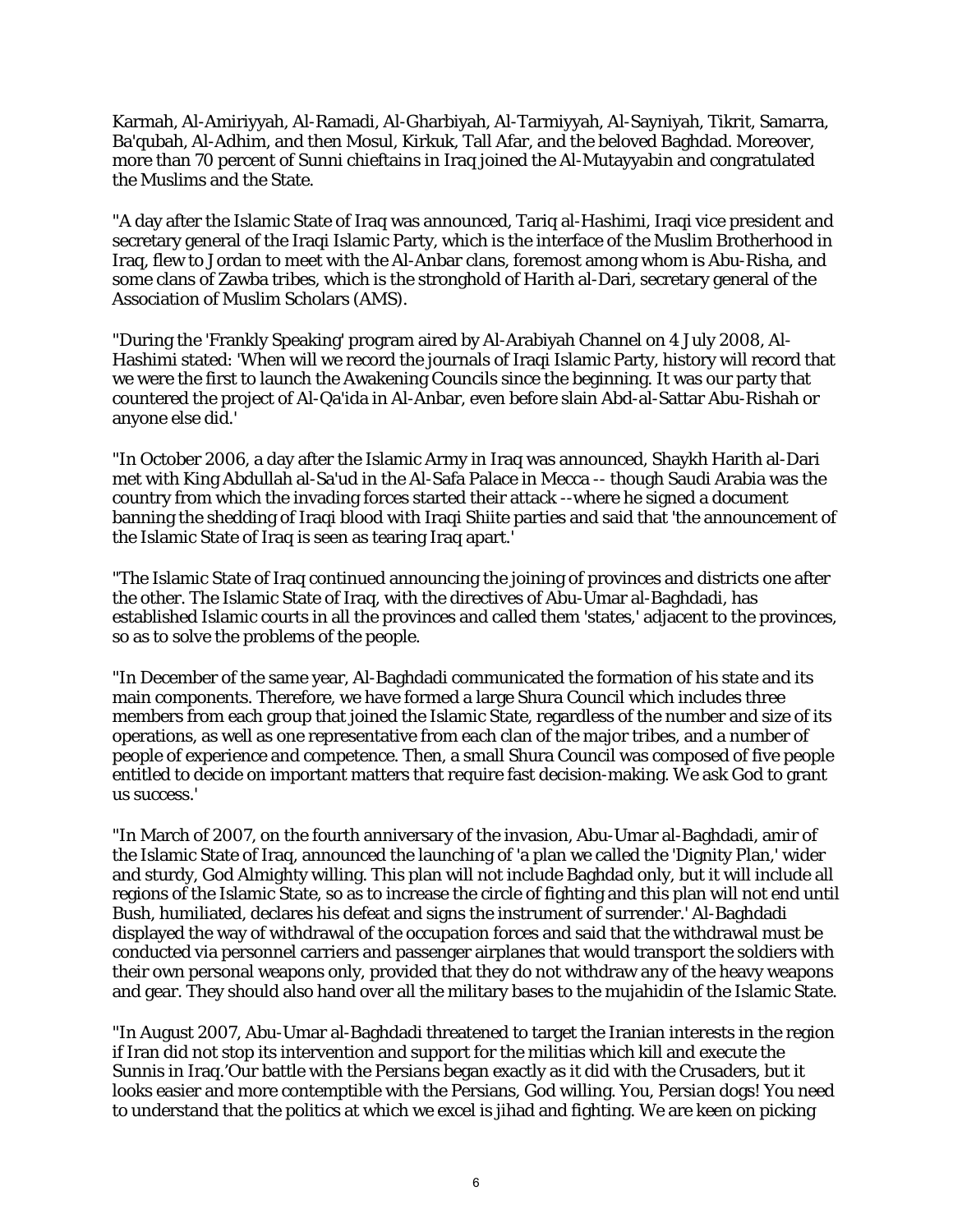Karmah, Al-Amiriyyah, Al-Ramadi, Al-Gharbiyah, Al-Tarmiyyah, Al-Sayniyah, Tikrit, Samarra, Ba'qubah, Al-Adhim, and then Mosul, Kirkuk, Tall Afar, and the beloved Baghdad. Moreover, more than 70 percent of Sunni chieftains in Iraq joined the Al-Mutayyabin and congratulated the Muslims and the State.

"A day after the Islamic State of Iraq was announced, Tariq al-Hashimi, Iraqi vice president and secretary general of the Iraqi Islamic Party, which is the interface of the Muslim Brotherhood in Iraq, flew to Jordan to meet with the Al-Anbar clans, foremost among whom is Abu-Risha, and some clans of Zawba tribes, which is the stronghold of Harith al-Dari, secretary general of the Association of Muslim Scholars (AMS).

"During the 'Frankly Speaking' program aired by Al-Arabiyah Channel on 4 July 2008, Al-Hashimi stated: 'When will we record the journals of Iraqi Islamic Party, history will record that we were the first to launch the Awakening Councils since the beginning. It was our party that countered the project of Al-Qa'ida in Al-Anbar, even before slain Abd-al-Sattar Abu-Rishah or anyone else did.'

"In October 2006, a day after the Islamic Army in Iraq was announced, Shaykh Harith al-Dari met with King Abdullah al-Sa'ud in the Al-Safa Palace in Mecca -- though Saudi Arabia was the country from which the invading forces started their attack --where he signed a document banning the shedding of Iraqi blood with Iraqi Shiite parties and said that 'the announcement of the Islamic State of Iraq is seen as tearing Iraq apart.'

"The Islamic State of Iraq continued announcing the joining of provinces and districts one after the other. The Islamic State of Iraq, with the directives of Abu-Umar al-Baghdadi, has established Islamic courts in all the provinces and called them 'states,' adjacent to the provinces, so as to solve the problems of the people.

"In December of the same year, Al-Baghdadi communicated the formation of his state and its main components. Therefore, we have formed a large Shura Council which includes three members from each group that joined the Islamic State, regardless of the number and size of its operations, as well as one representative from each clan of the major tribes, and a number of people of experience and competence. Then, a small Shura Council was composed of five people entitled to decide on important matters that require fast decision-making. We ask God to grant us success.'

"In March of 2007, on the fourth anniversary of the invasion, Abu-Umar al-Baghdadi, amir of the Islamic State of Iraq, announced the launching of 'a plan we called the 'Dignity Plan,' wider and sturdy, God Almighty willing. This plan will not include Baghdad only, but it will include all regions of the Islamic State, so as to increase the circle of fighting and this plan will not end until Bush, humiliated, declares his defeat and signs the instrument of surrender.' Al-Baghdadi displayed the way of withdrawal of the occupation forces and said that the withdrawal must be conducted via personnel carriers and passenger airplanes that would transport the soldiers with their own personal weapons only, provided that they do not withdraw any of the heavy weapons and gear. They should also hand over all the military bases to the mujahidin of the Islamic State.

"In August 2007, Abu-Umar al-Baghdadi threatened to target the Iranian interests in the region if Iran did not stop its intervention and support for the militias which kill and execute the Sunnis in Iraq.'Our battle with the Persians began exactly as it did with the Crusaders, but it looks easier and more contemptible with the Persians, God willing. You, Persian dogs! You need to understand that the politics at which we excel is jihad and fighting. We are keen on picking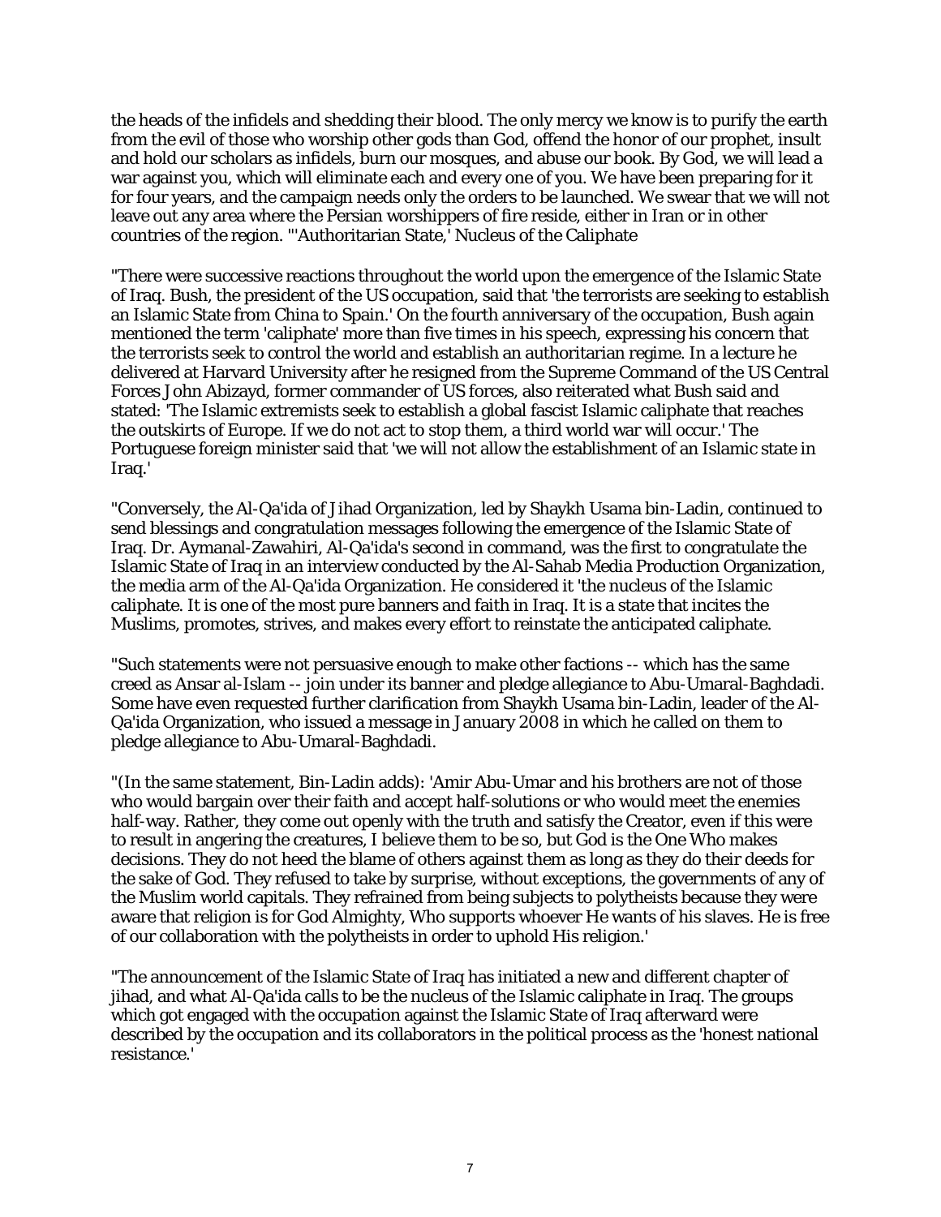the heads of the infidels and shedding their blood. The only mercy we know is to purify the earth from the evil of those who worship other gods than God, offend the honor of our prophet, insult and hold our scholars as infidels, burn our mosques, and abuse our book. By God, we will lead a war against you, which will eliminate each and every one of you. We have been preparing for it for four years, and the campaign needs only the orders to be launched. We swear that we will not leave out any area where the Persian worshippers of fire reside, either in Iran or in other countries of the region. "'Authoritarian State,' Nucleus of the Caliphate

"There were successive reactions throughout the world upon the emergence of the Islamic State of Iraq. Bush, the president of the US occupation, said that 'the terrorists are seeking to establish an Islamic State from China to Spain.' On the fourth anniversary of the occupation, Bush again mentioned the term 'caliphate' more than five times in his speech, expressing his concern that the terrorists seek to control the world and establish an authoritarian regime. In a lecture he delivered at Harvard University after he resigned from the Supreme Command of the US Central Forces John Abizayd, former commander of US forces, also reiterated what Bush said and stated: 'The Islamic extremists seek to establish a global fascist Islamic caliphate that reaches the outskirts of Europe. If we do not act to stop them, a third world war will occur.' The Portuguese foreign minister said that 'we will not allow the establishment of an Islamic state in Iraq.'

"Conversely, the Al-Qa'ida of Jihad Organization, led by Shaykh Usama bin-Ladin, continued to send blessings and congratulation messages following the emergence of the Islamic State of Iraq. Dr. Aymanal-Zawahiri, Al-Qa'ida's second in command, was the first to congratulate the Islamic State of Iraq in an interview conducted by the Al-Sahab Media Production Organization, the media arm of the Al-Qa'ida Organization. He considered it 'the nucleus of the Islamic caliphate. It is one of the most pure banners and faith in Iraq. It is a state that incites the Muslims, promotes, strives, and makes every effort to reinstate the anticipated caliphate.

"Such statements were not persuasive enough to make other factions -- which has the same creed as Ansar al-Islam -- join under its banner and pledge allegiance to Abu-Umaral-Baghdadi. Some have even requested further clarification from Shaykh Usama bin-Ladin, leader of the Al-Qa'ida Organization, who issued a message in January 2008 in which he called on them to pledge allegiance to Abu-Umaral-Baghdadi.

"(In the same statement, Bin-Ladin adds): 'Amir Abu-Umar and his brothers are not of those who would bargain over their faith and accept half-solutions or who would meet the enemies half-way. Rather, they come out openly with the truth and satisfy the Creator, even if this were to result in angering the creatures, I believe them to be so, but God is the One Who makes decisions. They do not heed the blame of others against them as long as they do their deeds for the sake of God. They refused to take by surprise, without exceptions, the governments of any of the Muslim world capitals. They refrained from being subjects to polytheists because they were aware that religion is for God Almighty, Who supports whoever He wants of his slaves. He is free of our collaboration with the polytheists in order to uphold His religion.'

"The announcement of the Islamic State of Iraq has initiated a new and different chapter of jihad, and what Al-Qa'ida calls to be the nucleus of the Islamic caliphate in Iraq. The groups which got engaged with the occupation against the Islamic State of Iraq afterward were described by the occupation and its collaborators in the political process as the 'honest national resistance.'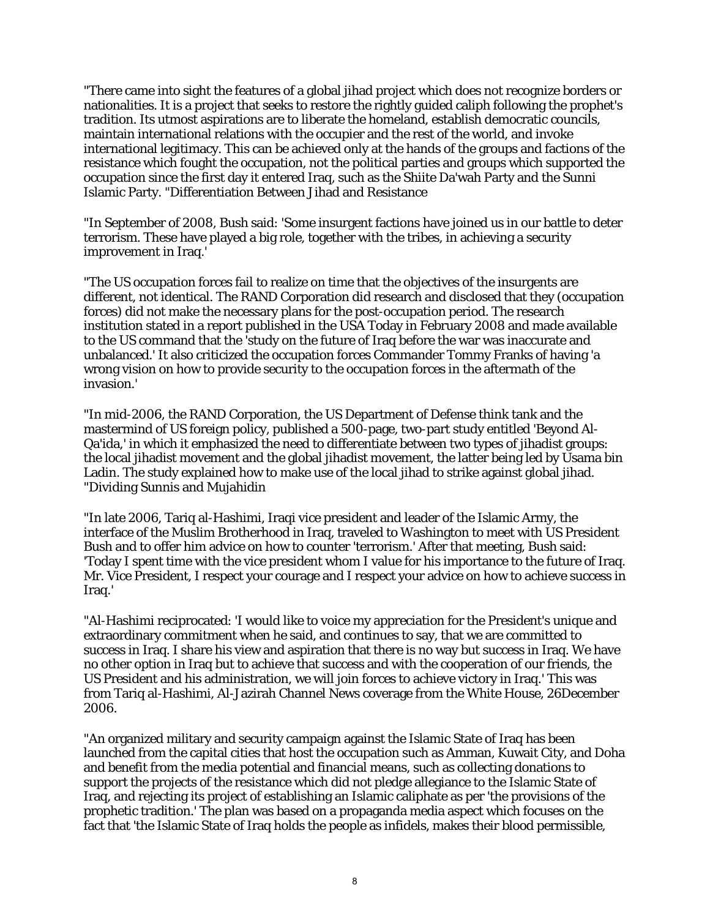"There came into sight the features of a global jihad project which does not recognize borders or nationalities. It is a project that seeks to restore the rightly guided caliph following the prophet's tradition. Its utmost aspirations are to liberate the homeland, establish democratic councils, maintain international relations with the occupier and the rest of the world, and invoke international legitimacy. This can be achieved only at the hands of the groups and factions of the resistance which fought the occupation, not the political parties and groups which supported the occupation since the first day it entered Iraq, such as the Shiite Da'wah Party and the Sunni Islamic Party. "Differentiation Between Jihad and Resistance

"In September of 2008, Bush said: 'Some insurgent factions have joined us in our battle to deter terrorism. These have played a big role, together with the tribes, in achieving a security improvement in Iraq.'

"The US occupation forces fail to realize on time that the objectives of the insurgents are different, not identical. The RAND Corporation did research and disclosed that they (occupation forces) did not make the necessary plans for the post-occupation period. The research institution stated in a report published in the USA Today in February 2008 and made available to the US command that the 'study on the future of Iraq before the war was inaccurate and unbalanced.' It also criticized the occupation forces Commander Tommy Franks of having 'a wrong vision on how to provide security to the occupation forces in the aftermath of the invasion.'

"In mid-2006, the RAND Corporation, the US Department of Defense think tank and the mastermind of US foreign policy, published a 500-page, two-part study entitled 'Beyond Al-Qa'ida,' in which it emphasized the need to differentiate between two types of jihadist groups: the local jihadist movement and the global jihadist movement, the latter being led by Usama bin Ladin. The study explained how to make use of the local jihad to strike against global jihad. "Dividing Sunnis and Mujahidin

"In late 2006, Tariq al-Hashimi, Iraqi vice president and leader of the Islamic Army, the interface of the Muslim Brotherhood in Iraq, traveled to Washington to meet with US President Bush and to offer him advice on how to counter 'terrorism.' After that meeting, Bush said: 'Today I spent time with the vice president whom I value for his importance to the future of Iraq. Mr. Vice President, I respect your courage and I respect your advice on how to achieve success in Iraq.'

"Al-Hashimi reciprocated: 'I would like to voice my appreciation for the President's unique and extraordinary commitment when he said, and continues to say, that we are committed to success in Iraq. I share his view and aspiration that there is no way but success in Iraq. We have no other option in Iraq but to achieve that success and with the cooperation of our friends, the US President and his administration, we will join forces to achieve victory in Iraq.' This was from Tariq al-Hashimi, Al-Jazirah Channel News coverage from the White House, 26December 2006.

"An organized military and security campaign against the Islamic State of Iraq has been launched from the capital cities that host the occupation such as Amman, Kuwait City, and Doha and benefit from the media potential and financial means, such as collecting donations to support the projects of the resistance which did not pledge allegiance to the Islamic State of Iraq, and rejecting its project of establishing an Islamic caliphate as per 'the provisions of the prophetic tradition.' The plan was based on a propaganda media aspect which focuses on the fact that 'the Islamic State of Iraq holds the people as infidels, makes their blood permissible,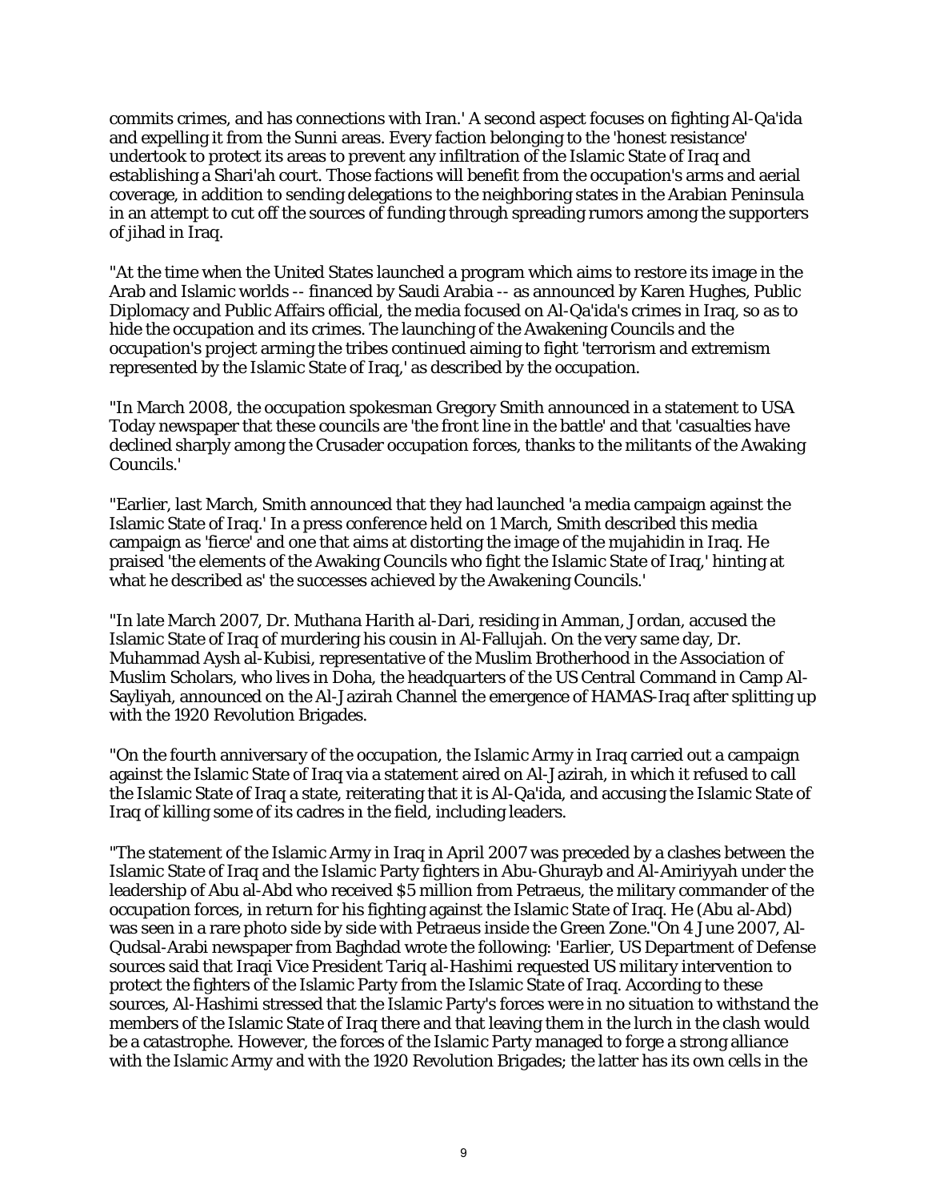commits crimes, and has connections with Iran.' A second aspect focuses on fighting Al-Qa'ida and expelling it from the Sunni areas. Every faction belonging to the 'honest resistance' undertook to protect its areas to prevent any infiltration of the Islamic State of Iraq and establishing a Shari'ah court. Those factions will benefit from the occupation's arms and aerial coverage, in addition to sending delegations to the neighboring states in the Arabian Peninsula in an attempt to cut off the sources of funding through spreading rumors among the supporters of jihad in Iraq.

"At the time when the United States launched a program which aims to restore its image in the Arab and Islamic worlds -- financed by Saudi Arabia -- as announced by Karen Hughes, Public Diplomacy and Public Affairs official, the media focused on Al-Qa'ida's crimes in Iraq, so as to hide the occupation and its crimes. The launching of the Awakening Councils and the occupation's project arming the tribes continued aiming to fight 'terrorism and extremism represented by the Islamic State of Iraq,' as described by the occupation.

"In March 2008, the occupation spokesman Gregory Smith announced in a statement to USA Today newspaper that these councils are 'the front line in the battle' and that 'casualties have declined sharply among the Crusader occupation forces, thanks to the militants of the Awaking Councils.'

"Earlier, last March, Smith announced that they had launched 'a media campaign against the Islamic State of Iraq.' In a press conference held on 1 March, Smith described this media campaign as 'fierce' and one that aims at distorting the image of the mujahidin in Iraq. He praised 'the elements of the Awaking Councils who fight the Islamic State of Iraq,' hinting at what he described as' the successes achieved by the Awakening Councils.'

"In late March 2007, Dr. Muthana Harith al-Dari, residing in Amman, Jordan, accused the Islamic State of Iraq of murdering his cousin in Al-Fallujah. On the very same day, Dr. Muhammad Aysh al-Kubisi, representative of the Muslim Brotherhood in the Association of Muslim Scholars, who lives in Doha, the headquarters of the US Central Command in Camp Al-Sayliyah, announced on the Al-Jazirah Channel the emergence of HAMAS-Iraq after splitting up with the 1920 Revolution Brigades.

"On the fourth anniversary of the occupation, the Islamic Army in Iraq carried out a campaign against the Islamic State of Iraq via a statement aired on Al-Jazirah, in which it refused to call the Islamic State of Iraq a state, reiterating that it is Al-Qa'ida, and accusing the Islamic State of Iraq of killing some of its cadres in the field, including leaders.

"The statement of the Islamic Army in Iraq in April 2007 was preceded by a clashes between the Islamic State of Iraq and the Islamic Party fighters in Abu-Ghurayb and Al-Amiriyyah under the leadership of Abu al-Abd who received $5 million from Petraeus, the military commander of the occupation forces, in return for his fighting against the Islamic State of Iraq. He (Abu al-Abd) was seen in a rare photo side by side with Petraeus inside the Green Zone."On 4 June 2007, Al-Qudsal-Arabi newspaper from Baghdad wrote the following: 'Earlier, US Department of Defense sources said that Iraqi Vice President Tariq al-Hashimi requested US military intervention to protect the fighters of the Islamic Party from the Islamic State of Iraq. According to these sources, Al-Hashimi stressed that the Islamic Party's forces were in no situation to withstand the members of the Islamic State of Iraq there and that leaving them in the lurch in the clash would be a catastrophe. However, the forces of the Islamic Party managed to forge a strong alliance with the Islamic Army and with the 1920 Revolution Brigades; the latter has its own cells in the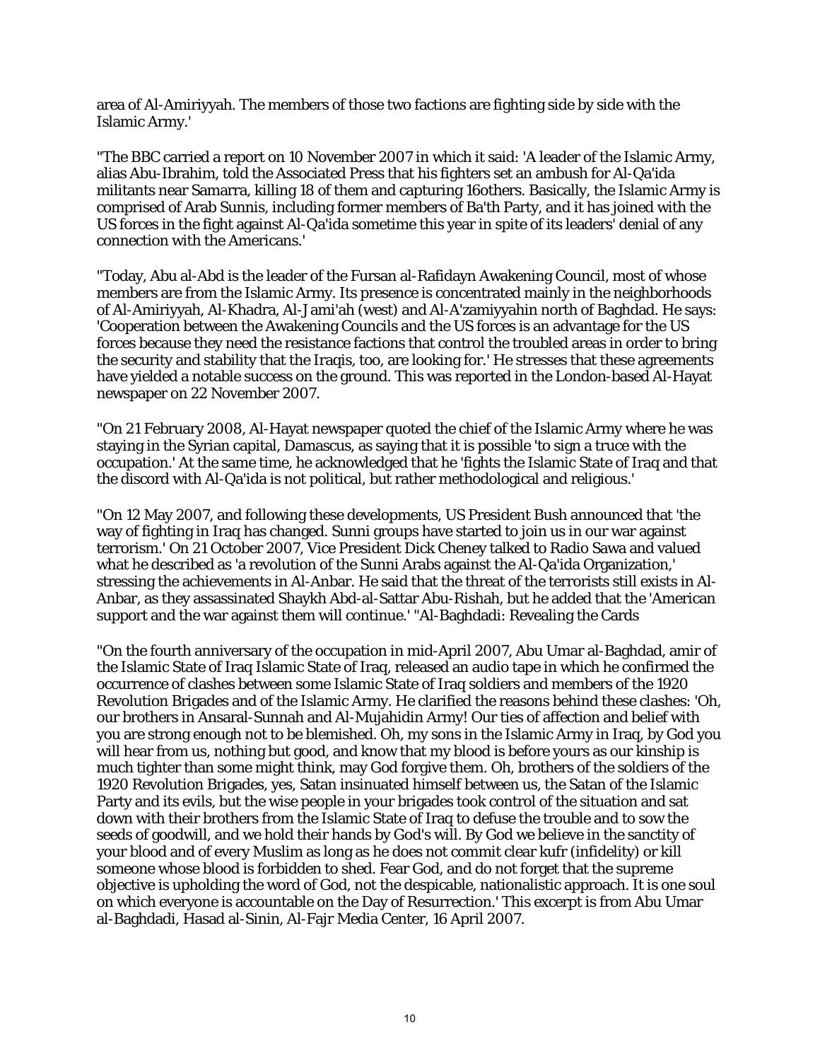area of Al-Amiriyyah. The members of those two factions are fighting side by side with the Islamic Army.'

"The BBC carried a report on 10 November 2007 in which it said: 'A leader of the Islamic Army, alias Abu-Ibrahim, told the Associated Press that his fighters set an ambush for Al-Qa'ida militants near Samarra, killing 18 of them and capturing 16others. Basically, the Islamic Army is comprised of Arab Sunnis, including former members of Ba'th Party, and it has joined with the US forces in the fight against Al-Qa'ida sometime this year in spite of its leaders' denial of any connection with the Americans.'

"Today, Abu al-Abd is the leader of the Fursan al-Rafidayn Awakening Council, most of whose members are from the Islamic Army. Its presence is concentrated mainly in the neighborhoods of Al-Amiriyyah, Al-Khadra, Al-Jami'ah (west) and Al-A'zamiyyahin north of Baghdad. He says: 'Cooperation between the Awakening Councils and the US forces is an advantage for the US forces because they need the resistance factions that control the troubled areas in order to bring the security and stability that the Iraqis, too, are looking for.' He stresses that these agreements have yielded a notable success on the ground. This was reported in the London-based Al-Hayat newspaper on 22 November 2007.

"On 21 February 2008, Al-Hayat newspaper quoted the chief of the Islamic Army where he was staying in the Syrian capital, Damascus, as saying that it is possible 'to sign a truce with the occupation.' At the same time, he acknowledged that he 'fights the Islamic State of Iraq and that the discord with Al-Qa'ida is not political, but rather methodological and religious.'

"On 12 May 2007, and following these developments, US President Bush announced that 'the way of fighting in Iraq has changed. Sunni groups have started to join us in our war against terrorism.' On 21 October 2007, Vice President Dick Cheney talked to Radio Sawa and valued what he described as 'a revolution of the Sunni Arabs against the Al-Qa'ida Organization,' stressing the achievements in Al-Anbar. He said that the threat of the terrorists still exists in Al-Anbar, as they assassinated Shaykh Abd-al-Sattar Abu-Rishah, but he added that the 'American support and the war against them will continue.' "Al-Baghdadi: Revealing the Cards

"On the fourth anniversary of the occupation in mid-April 2007, Abu Umar al-Baghdad, amir of the Islamic State of Iraq Islamic State of Iraq, released an audio tape in which he confirmed the occurrence of clashes between some Islamic State of Iraq soldiers and members of the 1920 Revolution Brigades and of the Islamic Army. He clarified the reasons behind these clashes: 'Oh, our brothers in Ansaral-Sunnah and Al-Mujahidin Army! Our ties of affection and belief with you are strong enough not to be blemished. Oh, my sons in the Islamic Army in Iraq, by God you will hear from us, nothing but good, and know that my blood is before yours as our kinship is much tighter than some might think, may God forgive them. Oh, brothers of the soldiers of the 1920 Revolution Brigades, yes, Satan insinuated himself between us, the Satan of the Islamic Party and its evils, but the wise people in your brigades took control of the situation and sat down with their brothers from the Islamic State of Iraq to defuse the trouble and to sow the seeds of goodwill, and we hold their hands by God's will. By God we believe in the sanctity of your blood and of every Muslim as long as he does not commit clear kufr (infidelity) or kill someone whose blood is forbidden to shed. Fear God, and do not forget that the supreme objective is upholding the word of God, not the despicable, nationalistic approach. It is one soul on which everyone is accountable on the Day of Resurrection.' This excerpt is from Abu Umar al-Baghdadi, Hasad al-Sinin, Al-Fajr Media Center, 16 April 2007.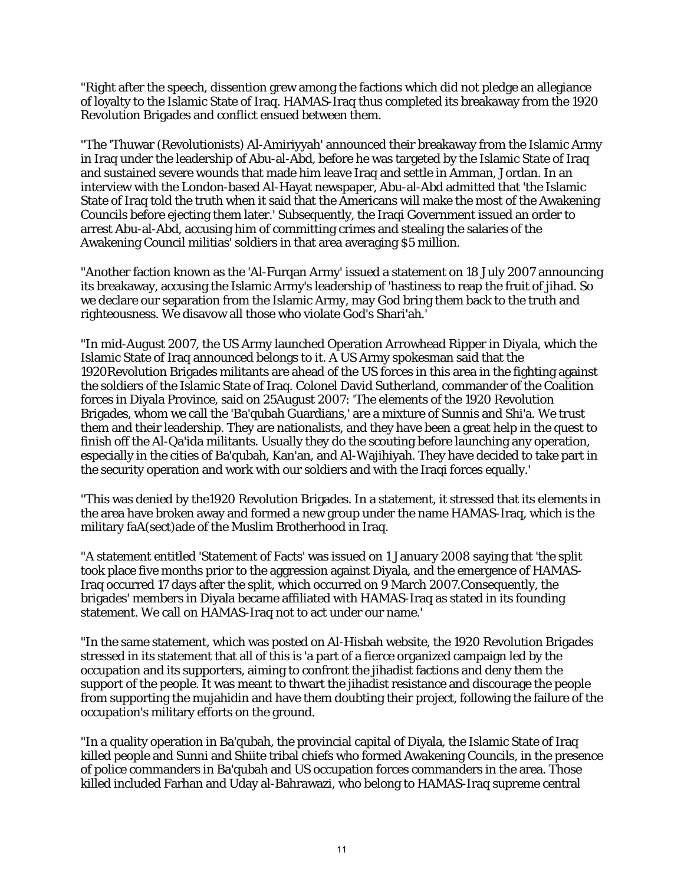"Right after the speech, dissention grew among the factions which did not pledge an allegiance of loyalty to the Islamic State of Iraq. HAMAS-Iraq thus completed its breakaway from the 1920 Revolution Brigades and conflict ensued between them.

"The 'Thuwar (Revolutionists) Al-Amiriyyah' announced their breakaway from the Islamic Army in Iraq under the leadership of Abu-al-Abd, before he was targeted by the Islamic State of Iraq and sustained severe wounds that made him leave Iraq and settle in Amman, Jordan. In an interview with the London-based Al-Hayat newspaper, Abu-al-Abd admitted that 'the Islamic State of Iraq told the truth when it said that the Americans will make the most of the Awakening Councils before ejecting them later.' Subsequently, the Iraqi Government issued an order to arrest Abu-al-Abd, accusing him of committing crimes and stealing the salaries of the Awakening Council militias' soldiers in that area averaging $5 million.

"Another faction known as the 'Al-Furqan Army' issued a statement on 18 July 2007 announcing its breakaway, accusing the Islamic Army's leadership of 'hastiness to reap the fruit of jihad. So we declare our separation from the Islamic Army, may God bring them back to the truth and righteousness. We disavow all those who violate God's Shari'ah.'

"In mid-August 2007, the US Army launched Operation Arrowhead Ripper in Diyala, which the Islamic State of Iraq announced belongs to it. A US Army spokesman said that the 1920Revolution Brigades militants are ahead of the US forces in this area in the fighting against the soldiers of the Islamic State of Iraq. Colonel David Sutherland, commander of the Coalition forces in Diyala Province, said on 25August 2007: 'The elements of the 1920 Revolution Brigades, whom we call the 'Ba'qubah Guardians,' are a mixture of Sunnis and Shi'a. We trust them and their leadership. They are nationalists, and they have been a great help in the quest to finish off the Al-Qa'ida militants. Usually they do the scouting before launching any operation, especially in the cities of Ba'qubah, Kan'an, and Al-Wajihiyah. They have decided to take part in the security operation and work with our soldiers and with the Iraqi forces equally.'

"This was denied by the1920 Revolution Brigades. In a statement, it stressed that its elements in the area have broken away and formed a new group under the name HAMAS-Iraq, which is the military faA(sect)ade of the Muslim Brotherhood in Iraq.

"A statement entitled 'Statement of Facts' was issued on 1 January 2008 saying that 'the split took place five months prior to the aggression against Diyala, and the emergence of HAMAS-Iraq occurred 17 days after the split, which occurred on 9 March 2007.Consequently, the brigades' members in Diyala became affiliated with HAMAS-Iraq as stated in its founding statement. We call on HAMAS-Iraq not to act under our name.'

"In the same statement, which was posted on Al-Hisbah website, the 1920 Revolution Brigades stressed in its statement that all of this is 'a part of a fierce organized campaign led by the occupation and its supporters, aiming to confront the jihadist factions and deny them the support of the people. It was meant to thwart the jihadist resistance and discourage the people from supporting the mujahidin and have them doubting their project, following the failure of the occupation's military efforts on the ground.

"In a quality operation in Ba'qubah, the provincial capital of Diyala, the Islamic State of Iraq killed people and Sunni and Shiite tribal chiefs who formed Awakening Councils, in the presence of police commanders in Ba'qubah and US occupation forces commanders in the area. Those killed included Farhan and Uday al-Bahrawazi, who belong to HAMAS-Iraq supreme central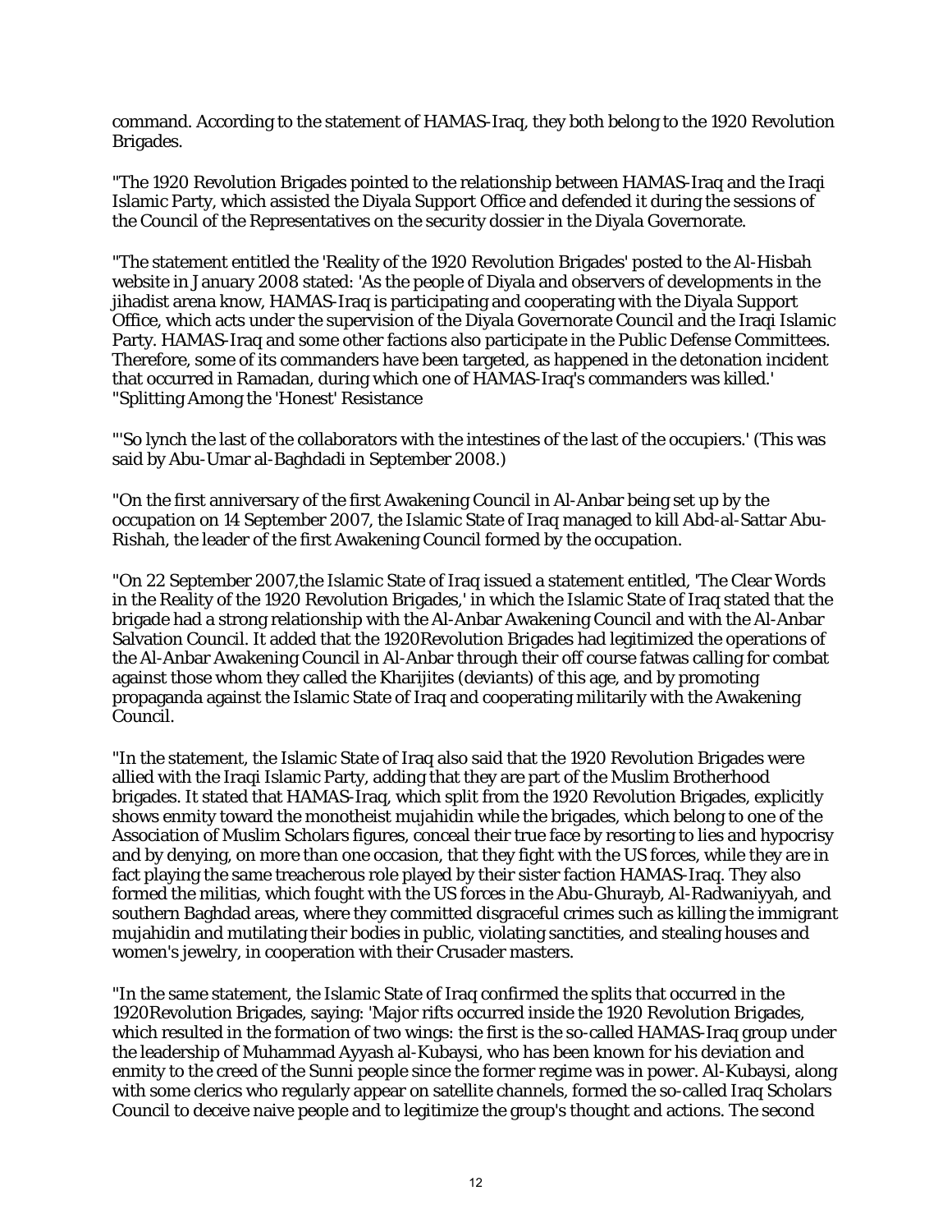command. According to the statement of HAMAS-Iraq, they both belong to the 1920 Revolution Brigades.

"The 1920 Revolution Brigades pointed to the relationship between HAMAS-Iraq and the Iraqi Islamic Party, which assisted the Diyala Support Office and defended it during the sessions of the Council of the Representatives on the security dossier in the Diyala Governorate.

"The statement entitled the 'Reality of the 1920 Revolution Brigades' posted to the Al-Hisbah website in January 2008 stated: 'As the people of Diyala and observers of developments in the jihadist arena know, HAMAS-Iraq is participating and cooperating with the Diyala Support Office, which acts under the supervision of the Diyala Governorate Council and the Iraqi Islamic Party. HAMAS-Iraq and some other factions also participate in the Public Defense Committees. Therefore, some of its commanders have been targeted, as happened in the detonation incident that occurred in Ramadan, during which one of HAMAS-Iraq's commanders was killed.'
"Splitting Among the 'Honest' Resistance

"'So lynch the last of the collaborators with the intestines of the last of the occupiers.' (This was said by Abu-Umar al-Baghdadi in September 2008.)

"On the first anniversary of the first Awakening Council in Al-Anbar being set up by the occupation on 14 September 2007, the Islamic State of Iraq managed to kill Abd-al-Sattar Abu-Rishah, the leader of the first Awakening Council formed by the occupation.

"On 22 September 2007,the Islamic State of Iraq issued a statement entitled, 'The Clear Words in the Reality of the 1920 Revolution Brigades,' in which the Islamic State of Iraq stated that the brigade had a strong relationship with the Al-Anbar Awakening Council and with the Al-Anbar Salvation Council. It added that the 1920Revolution Brigades had legitimized the operations of the Al-Anbar Awakening Council in Al-Anbar through their off course fatwas calling for combat against those whom they called the Kharijites (deviants) of this age, and by promoting propaganda against the Islamic State of Iraq and cooperating militarily with the Awakening Council.

"In the statement, the Islamic State of Iraq also said that the 1920 Revolution Brigades were allied with the Iraqi Islamic Party, adding that they are part of the Muslim Brotherhood brigades. It stated that HAMAS-Iraq, which split from the 1920 Revolution Brigades, explicitly shows enmity toward the monotheist mujahidin while the brigades, which belong to one of the Association of Muslim Scholars figures, conceal their true face by resorting to lies and hypocrisy and by denying, on more than one occasion, that they fight with the US forces, while they are in fact playing the same treacherous role played by their sister faction HAMAS-Iraq. They also formed the militias, which fought with the US forces in the Abu-Ghurayb, Al-Radwaniyyah, and southern Baghdad areas, where they committed disgraceful crimes such as killing the immigrant mujahidin and mutilating their bodies in public, violating sanctities, and stealing houses and women's jewelry, in cooperation with their Crusader masters.

"In the same statement, the Islamic State of Iraq confirmed the splits that occurred in the 1920Revolution Brigades, saying: 'Major rifts occurred inside the 1920 Revolution Brigades, which resulted in the formation of two wings: the first is the so-called HAMAS-Iraq group under the leadership of Muhammad Ayyash al-Kubaysi, who has been known for his deviation and enmity to the creed of the Sunni people since the former regime was in power. Al-Kubaysi, along with some clerics who regularly appear on satellite channels, formed the so-called Iraq Scholars Council to deceive naive people and to legitimize the group's thought and actions. The second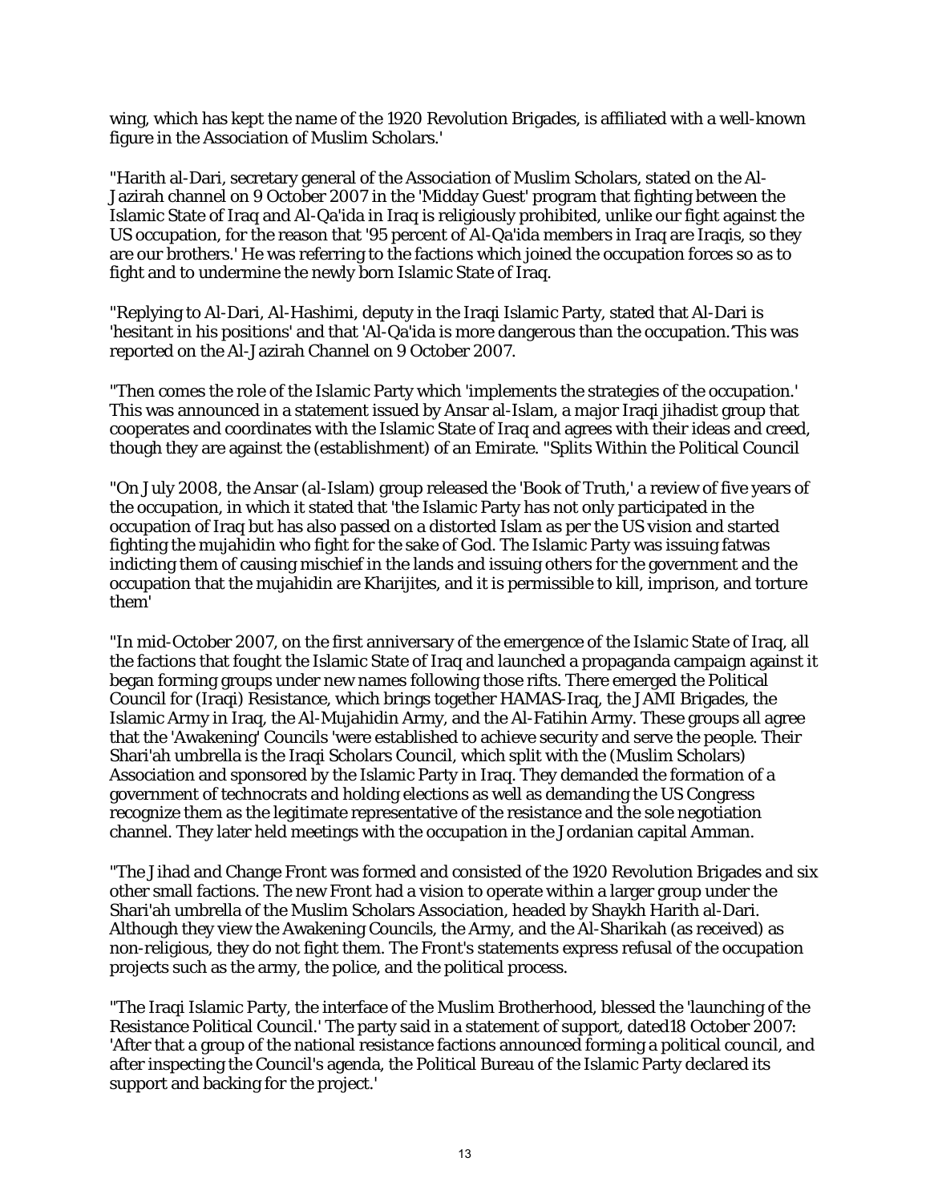wing, which has kept the name of the 1920 Revolution Brigades, is affiliated with a well-known figure in the Association of Muslim Scholars.'

"Harith al-Dari, secretary general of the Association of Muslim Scholars, stated on the Al-Jazirah channel on 9 October 2007 in the 'Midday Guest' program that fighting between the Islamic State of Iraq and Al-Qa'ida in Iraq is religiously prohibited, unlike our fight against the US occupation, for the reason that '95 percent of Al-Qa'ida members in Iraq are Iraqis, so they are our brothers.' He was referring to the factions which joined the occupation forces so as to fight and to undermine the newly born Islamic State of Iraq.

"Replying to Al-Dari, Al-Hashimi, deputy in the Iraqi Islamic Party, stated that Al-Dari is 'hesitant in his positions' and that 'Al-Qa'ida is more dangerous than the occupation.'This was reported on the Al-Jazirah Channel on 9 October 2007.

"Then comes the role of the Islamic Party which 'implements the strategies of the occupation.' This was announced in a statement issued by Ansar al-Islam, a major Iraqi jihadist group that cooperates and coordinates with the Islamic State of Iraq and agrees with their ideas and creed, though they are against the (establishment) of an Emirate. "Splits Within the Political Council

"On July 2008, the Ansar (al-Islam) group released the 'Book of Truth,' a review of five years of the occupation, in which it stated that 'the Islamic Party has not only participated in the occupation of Iraq but has also passed on a distorted Islam as per the US vision and started fighting the mujahidin who fight for the sake of God. The Islamic Party was issuing fatwas indicting them of causing mischief in the lands and issuing others for the government and the occupation that the mujahidin are Kharijites, and it is permissible to kill, imprison, and torture them'

"In mid-October 2007, on the first anniversary of the emergence of the Islamic State of Iraq, all the factions that fought the Islamic State of Iraq and launched a propaganda campaign against it began forming groups under new names following those rifts. There emerged the Political Council for (Iraqi) Resistance, which brings together HAMAS-Iraq, the JAMI Brigades, the Islamic Army in Iraq, the Al-Mujahidin Army, and the Al-Fatihin Army. These groups all agree that the 'Awakening' Councils 'were established to achieve security and serve the people. Their Shari'ah umbrella is the Iraqi Scholars Council, which split with the (Muslim Scholars) Association and sponsored by the Islamic Party in Iraq. They demanded the formation of a government of technocrats and holding elections as well as demanding the US Congress recognize them as the legitimate representative of the resistance and the sole negotiation channel. They later held meetings with the occupation in the Jordanian capital Amman.

"The Jihad and Change Front was formed and consisted of the 1920 Revolution Brigades and six other small factions. The new Front had a vision to operate within a larger group under the Shari'ah umbrella of the Muslim Scholars Association, headed by Shaykh Harith al-Dari. Although they view the Awakening Councils, the Army, and the Al-Sharikah (as received) as non-religious, they do not fight them. The Front's statements express refusal of the occupation projects such as the army, the police, and the political process.

"The Iraqi Islamic Party, the interface of the Muslim Brotherhood, blessed the 'launching of the Resistance Political Council.' The party said in a statement of support, dated18 October 2007: 'After that a group of the national resistance factions announced forming a political council, and after inspecting the Council's agenda, the Political Bureau of the Islamic Party declared its support and backing for the project.'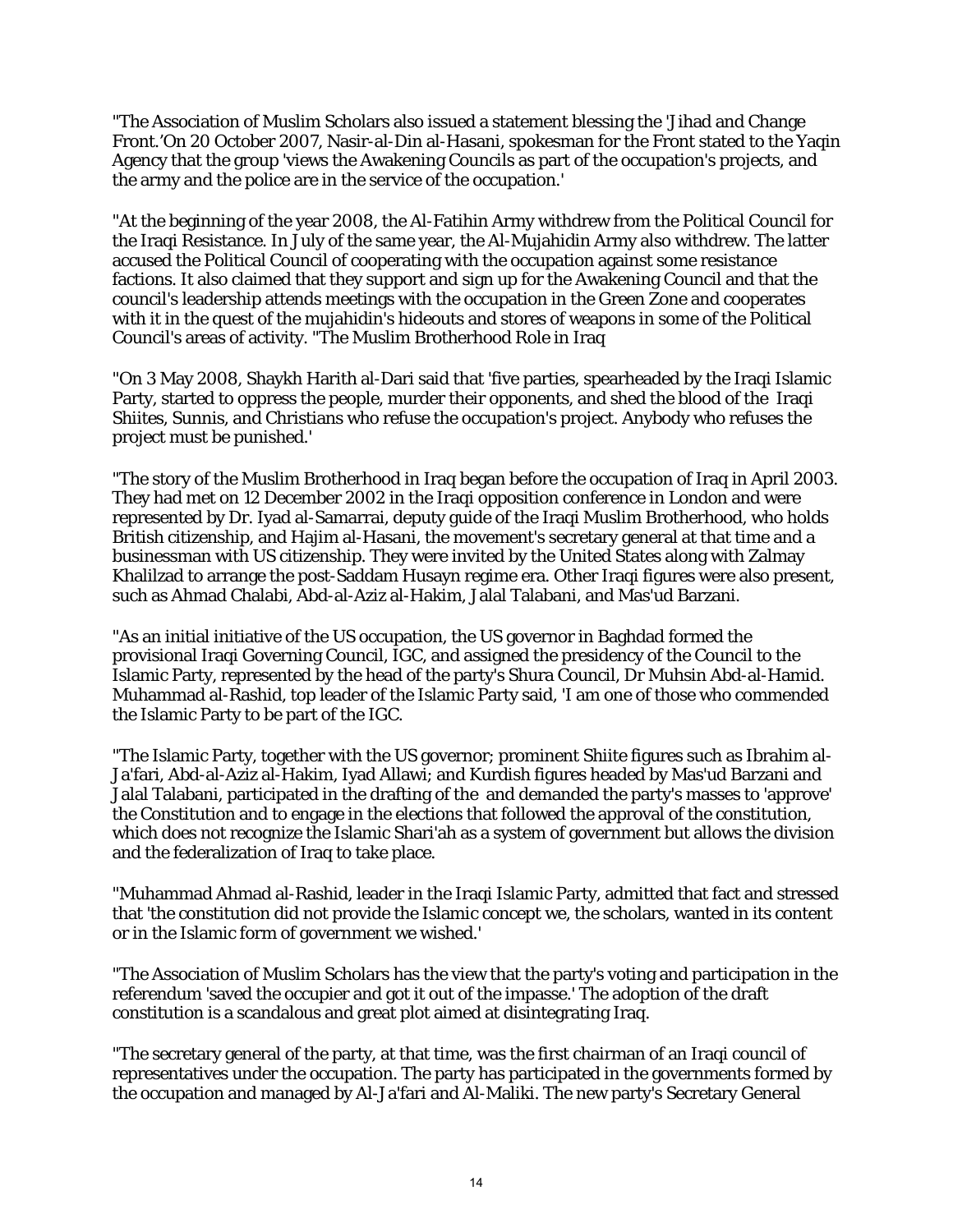"The Association of Muslim Scholars also issued a statement blessing the 'Jihad and Change Front.'On 20 October 2007, Nasir-al-Din al-Hasani, spokesman for the Front stated to the Yaqin Agency that the group 'views the Awakening Councils as part of the occupation's projects, and the army and the police are in the service of the occupation.'

"At the beginning of the year 2008, the Al-Fatihin Army withdrew from the Political Council for the Iraqi Resistance. In July of the same year, the Al-Mujahidin Army also withdrew. The latter accused the Political Council of cooperating with the occupation against some resistance factions. It also claimed that they support and sign up for the Awakening Council and that the council's leadership attends meetings with the occupation in the Green Zone and cooperates with it in the quest of the mujahidin's hideouts and stores of weapons in some of the Political Council's areas of activity. "The Muslim Brotherhood Role in Iraq

"On 3 May 2008, Shaykh Harith al-Dari said that 'five parties, spearheaded by the Iraqi Islamic Party, started to oppress the people, murder their opponents, and shed the blood of the Iraqi Shiites, Sunnis, and Christians who refuse the occupation's project. Anybody who refuses the project must be punished.'

"The story of the Muslim Brotherhood in Iraq began before the occupation of Iraq in April 2003. They had met on 12 December 2002 in the Iraqi opposition conference in London and were represented by Dr. Iyad al-Samarrai, deputy guide of the Iraqi Muslim Brotherhood, who holds British citizenship, and Hajim al-Hasani, the movement's secretary general at that time and a businessman with US citizenship. They were invited by the United States along with Zalmay Khalilzad to arrange the post-Saddam Husayn regime era. Other Iraqi figures were also present, such as Ahmad Chalabi, Abd-al-Aziz al-Hakim, Jalal Talabani, and Mas'ud Barzani.

"As an initial initiative of the US occupation, the US governor in Baghdad formed the provisional Iraqi Governing Council, IGC, and assigned the presidency of the Council to the Islamic Party, represented by the head of the party's Shura Council, Dr Muhsin Abd-al-Hamid. Muhammad al-Rashid, top leader of the Islamic Party said, 'I am one of those who commended the Islamic Party to be part of the IGC.

"The Islamic Party, together with the US governor; prominent Shiite figures such as Ibrahim al-Ja'fari, Abd-al-Aziz al-Hakim, Iyad Allawi; and Kurdish figures headed by Mas'ud Barzani and Jalal Talabani, participated in the drafting of the and demanded the party's masses to 'approve' the Constitution and to engage in the elections that followed the approval of the constitution, which does not recognize the Islamic Shari'ah as a system of government but allows the division and the federalization of Iraq to take place.

"Muhammad Ahmad al-Rashid, leader in the Iraqi Islamic Party, admitted that fact and stressed that 'the constitution did not provide the Islamic concept we, the scholars, wanted in its content or in the Islamic form of government we wished.'

"The Association of Muslim Scholars has the view that the party's voting and participation in the referendum 'saved the occupier and got it out of the impasse.' The adoption of the draft constitution is a scandalous and great plot aimed at disintegrating Iraq.

"The secretary general of the party, at that time, was the first chairman of an Iraqi council of representatives under the occupation. The party has participated in the governments formed by the occupation and managed by Al-Ja'fari and Al-Maliki. The new party's Secretary General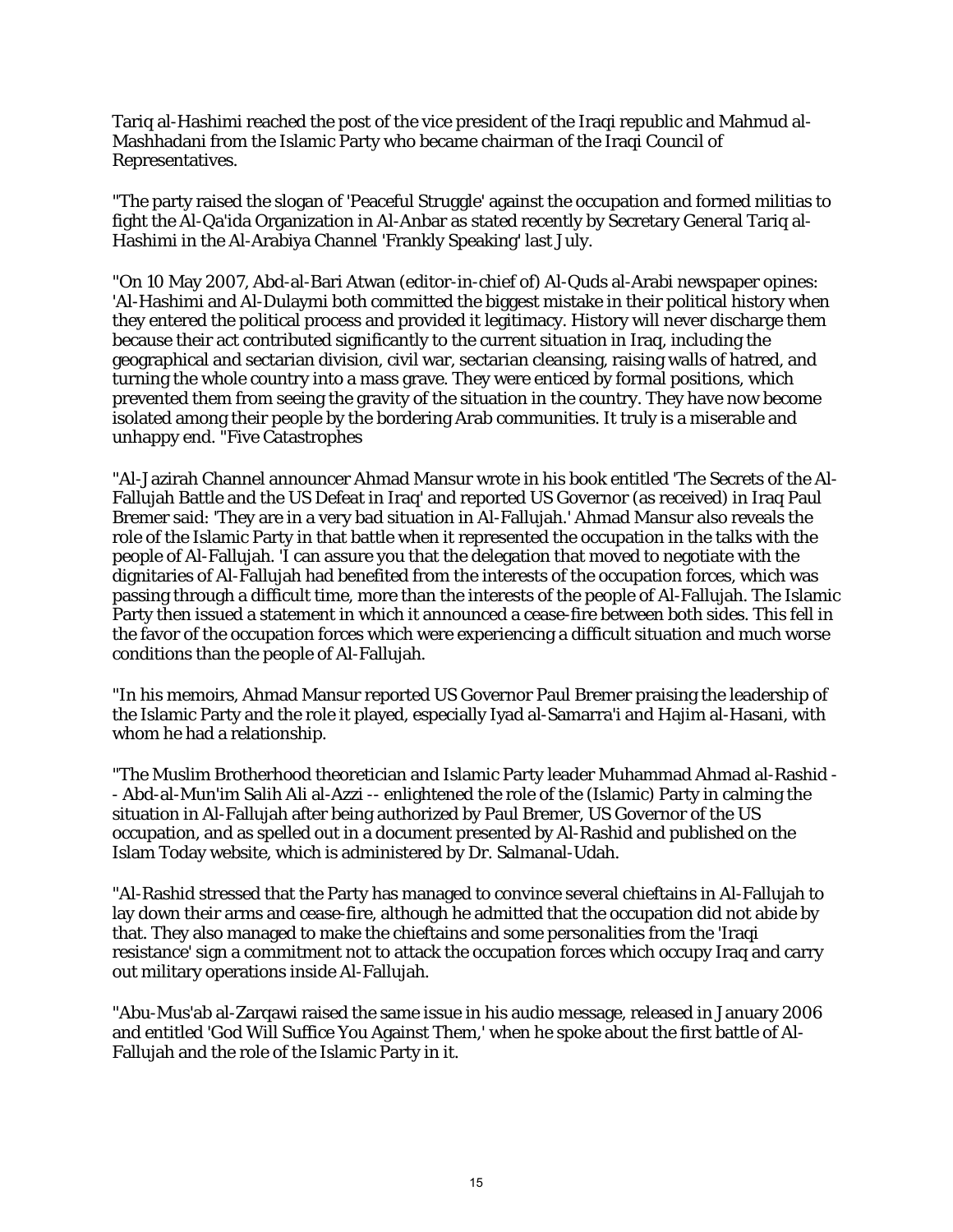Tariq al-Hashimi reached the post of the vice president of the Iraqi republic and Mahmud al-Mashhadani from the Islamic Party who became chairman of the Iraqi Council of Representatives.

"The party raised the slogan of 'Peaceful Struggle' against the occupation and formed militias to fight the Al-Qa'ida Organization in Al-Anbar as stated recently by Secretary General Tariq al-Hashimi in the Al-Arabiya Channel 'Frankly Speaking' last July.

"On 10 May 2007, Abd-al-Bari Atwan (editor-in-chief of) Al-Quds al-Arabi newspaper opines: 'Al-Hashimi and Al-Dulaymi both committed the biggest mistake in their political history when they entered the political process and provided it legitimacy. History will never discharge them because their act contributed significantly to the current situation in Iraq, including the geographical and sectarian division, civil war, sectarian cleansing, raising walls of hatred, and turning the whole country into a mass grave. They were enticed by formal positions, which prevented them from seeing the gravity of the situation in the country. They have now become isolated among their people by the bordering Arab communities. It truly is a miserable and unhappy end. "Five Catastrophes

"Al-Jazirah Channel announcer Ahmad Mansur wrote in his book entitled 'The Secrets of the Al-Fallujah Battle and the US Defeat in Iraq' and reported US Governor (as received) in Iraq Paul Bremer said: 'They are in a very bad situation in Al-Fallujah.' Ahmad Mansur also reveals the role of the Islamic Party in that battle when it represented the occupation in the talks with the people of Al-Fallujah. 'I can assure you that the delegation that moved to negotiate with the dignitaries of Al-Fallujah had benefited from the interests of the occupation forces, which was passing through a difficult time, more than the interests of the people of Al-Fallujah. The Islamic Party then issued a statement in which it announced a cease-fire between both sides. This fell in the favor of the occupation forces which were experiencing a difficult situation and much worse conditions than the people of Al-Fallujah.

"In his memoirs, Ahmad Mansur reported US Governor Paul Bremer praising the leadership of the Islamic Party and the role it played, especially Iyad al-Samarra'i and Hajim al-Hasani, with whom he had a relationship.

"The Muslim Brotherhood theoretician and Islamic Party leader Muhammad Ahmad al-Rashid -- Abd-al-Mun'im Salih Ali al-Azzi -- enlightened the role of the (Islamic) Party in calming the situation in Al-Fallujah after being authorized by Paul Bremer, US Governor of the US occupation, and as spelled out in a document presented by Al-Rashid and published on the Islam Today website, which is administered by Dr. Salmanal-Udah.

"Al-Rashid stressed that the Party has managed to convince several chieftains in Al-Fallujah to lay down their arms and cease-fire, although he admitted that the occupation did not abide by that. They also managed to make the chieftains and some personalities from the 'Iraqi resistance' sign a commitment not to attack the occupation forces which occupy Iraq and carry out military operations inside Al-Fallujah.

"Abu-Mus'ab al-Zarqawi raised the same issue in his audio message, released in January 2006 and entitled 'God Will Suffice You Against Them,' when he spoke about the first battle of Al-Fallujah and the role of the Islamic Party in it.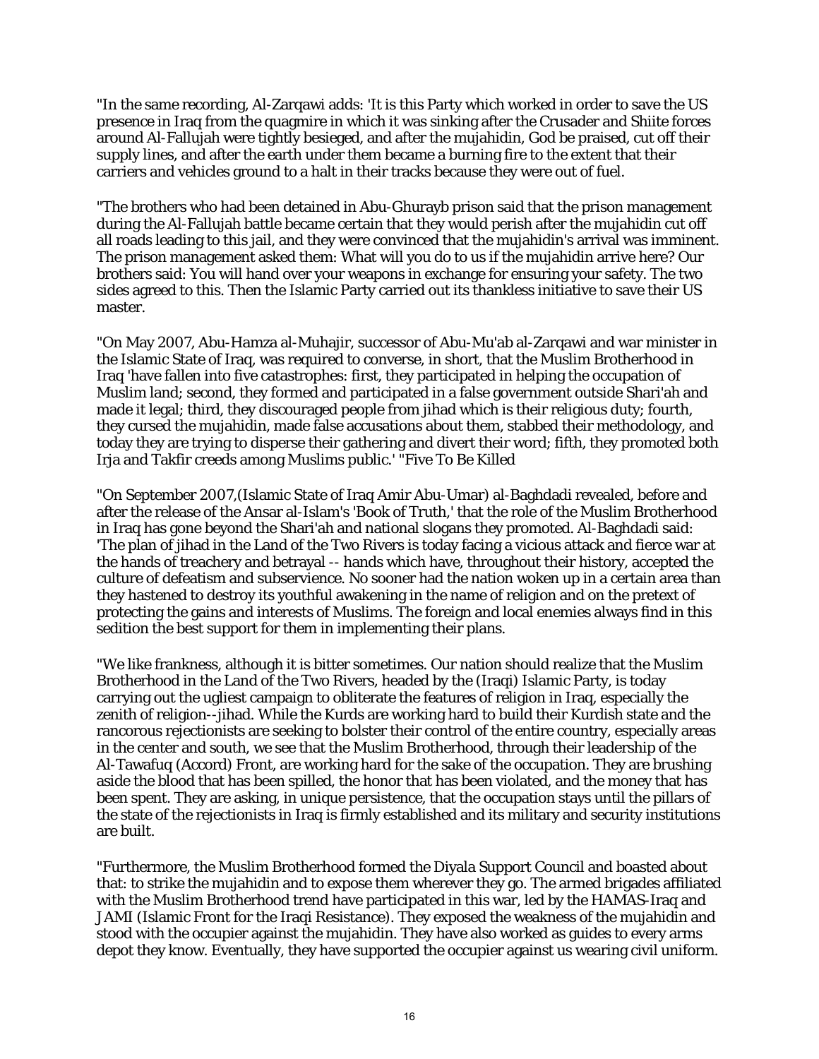"In the same recording, Al-Zarqawi adds: 'It is this Party which worked in order to save the US presence in Iraq from the quagmire in which it was sinking after the Crusader and Shiite forces around Al-Fallujah were tightly besieged, and after the mujahidin, God be praised, cut off their supply lines, and after the earth under them became a burning fire to the extent that their carriers and vehicles ground to a halt in their tracks because they were out of fuel.

"The brothers who had been detained in Abu-Ghurayb prison said that the prison management during the Al-Fallujah battle became certain that they would perish after the mujahidin cut off all roads leading to this jail, and they were convinced that the mujahidin's arrival was imminent. The prison management asked them: What will you do to us if the mujahidin arrive here? Our brothers said: You will hand over your weapons in exchange for ensuring your safety. The two sides agreed to this. Then the Islamic Party carried out its thankless initiative to save their US master.

"On May 2007, Abu-Hamza al-Muhajir, successor of Abu-Mu'ab al-Zarqawi and war minister in the Islamic State of Iraq, was required to converse, in short, that the Muslim Brotherhood in Iraq 'have fallen into five catastrophes: first, they participated in helping the occupation of Muslim land; second, they formed and participated in a false government outside Shari'ah and made it legal; third, they discouraged people from jihad which is their religious duty; fourth, they cursed the mujahidin, made false accusations about them, stabbed their methodology, and today they are trying to disperse their gathering and divert their word; fifth, they promoted both Irja and Takfir creeds among Muslims public.' "Five To Be Killed

"On September 2007,(Islamic State of Iraq Amir Abu-Umar) al-Baghdadi revealed, before and after the release of the Ansar al-Islam's 'Book of Truth,' that the role of the Muslim Brotherhood in Iraq has gone beyond the Shari'ah and national slogans they promoted. Al-Baghdadi said: 'The plan of jihad in the Land of the Two Rivers is today facing a vicious attack and fierce war at the hands of treachery and betrayal -- hands which have, throughout their history, accepted the culture of defeatism and subservience. No sooner had the nation woken up in a certain area than they hastened to destroy its youthful awakening in the name of religion and on the pretext of protecting the gains and interests of Muslims. The foreign and local enemies always find in this sedition the best support for them in implementing their plans.

"We like frankness, although it is bitter sometimes. Our nation should realize that the Muslim Brotherhood in the Land of the Two Rivers, headed by the (Iraqi) Islamic Party, is today carrying out the ugliest campaign to obliterate the features of religion in Iraq, especially the zenith of religion--jihad. While the Kurds are working hard to build their Kurdish state and the rancorous rejectionists are seeking to bolster their control of the entire country, especially areas in the center and south, we see that the Muslim Brotherhood, through their leadership of the Al-Tawafuq (Accord) Front, are working hard for the sake of the occupation. They are brushing aside the blood that has been spilled, the honor that has been violated, and the money that has been spent. They are asking, in unique persistence, that the occupation stays until the pillars of the state of the rejectionists in Iraq is firmly established and its military and security institutions are built.

"Furthermore, the Muslim Brotherhood formed the Diyala Support Council and boasted about that: to strike the mujahidin and to expose them wherever they go. The armed brigades affiliated with the Muslim Brotherhood trend have participated in this war, led by the HAMAS-Iraq and JAMI (Islamic Front for the Iraqi Resistance). They exposed the weakness of the mujahidin and stood with the occupier against the mujahidin. They have also worked as guides to every arms depot they know. Eventually, they have supported the occupier against us wearing civil uniform.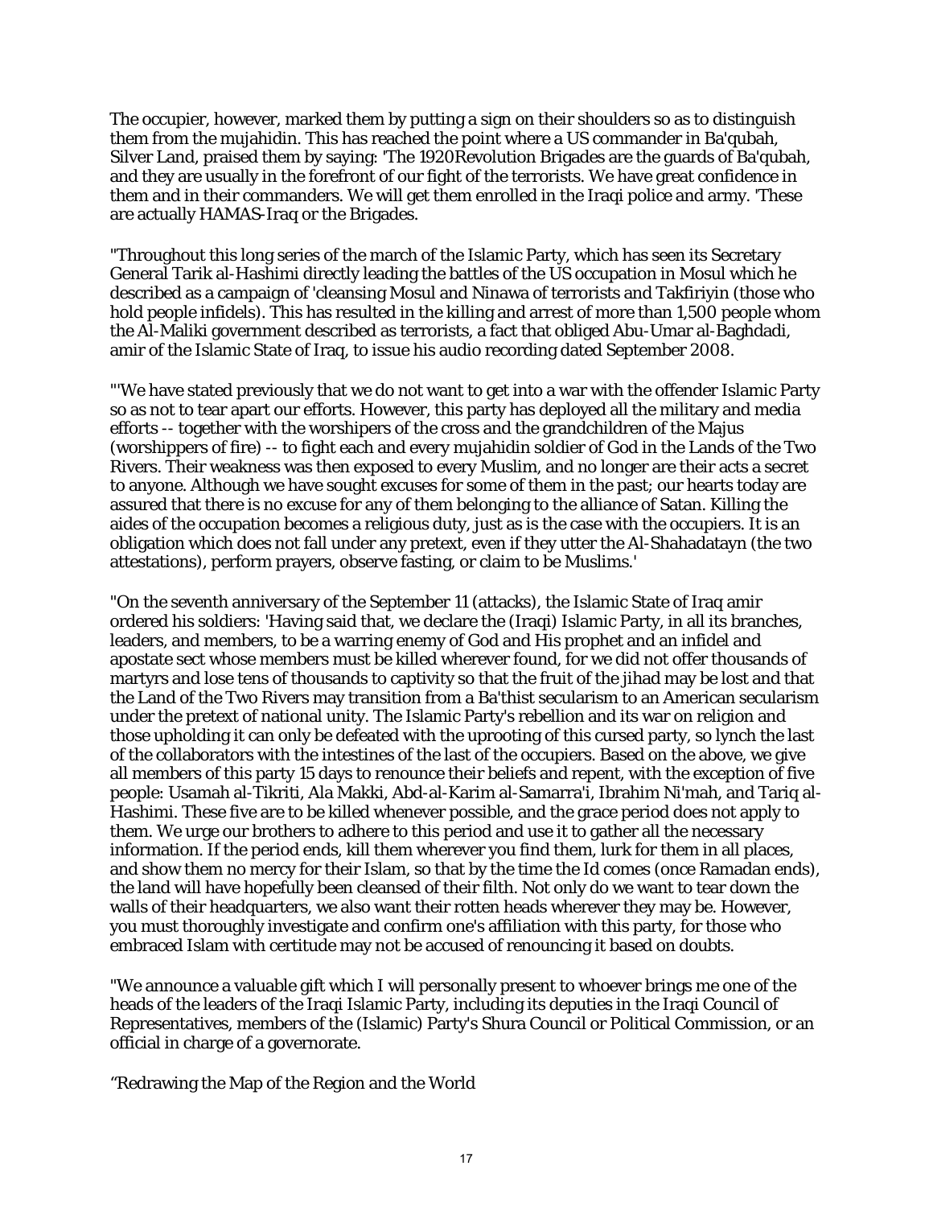The occupier, however, marked them by putting a sign on their shoulders so as to distinguish them from the mujahidin. This has reached the point where a US commander in Ba'qubah, Silver Land, praised them by saying: 'The 1920Revolution Brigades are the guards of Ba'qubah, and they are usually in the forefront of our fight of the terrorists. We have great confidence in them and in their commanders. We will get them enrolled in the Iraqi police and army. 'These are actually HAMAS-Iraq or the Brigades.

"Throughout this long series of the march of the Islamic Party, which has seen its Secretary General Tarik al-Hashimi directly leading the battles of the US occupation in Mosul which he described as a campaign of 'cleansing Mosul and Ninawa of terrorists and Takfiriyin (those who hold people infidels). This has resulted in the killing and arrest of more than 1,500 people whom the Al-Maliki government described as terrorists, a fact that obliged Abu-Umar al-Baghdadi, amir of the Islamic State of Iraq, to issue his audio recording dated September 2008.

"'We have stated previously that we do not want to get into a war with the offender Islamic Party so as not to tear apart our efforts. However, this party has deployed all the military and media efforts -- together with the worshipers of the cross and the grandchildren of the Majus (worshippers of fire) -- to fight each and every mujahidin soldier of God in the Lands of the Two Rivers. Their weakness was then exposed to every Muslim, and no longer are their acts a secret to anyone. Although we have sought excuses for some of them in the past; our hearts today are assured that there is no excuse for any of them belonging to the alliance of Satan. Killing the aides of the occupation becomes a religious duty, just as is the case with the occupiers. It is an obligation which does not fall under any pretext, even if they utter the Al-Shahadatayn (the two attestations), perform prayers, observe fasting, or claim to be Muslims.'

"On the seventh anniversary of the September 11 (attacks), the Islamic State of Iraq amir ordered his soldiers: 'Having said that, we declare the (Iraqi) Islamic Party, in all its branches, leaders, and members, to be a warring enemy of God and His prophet and an infidel and apostate sect whose members must be killed wherever found, for we did not offer thousands of martyrs and lose tens of thousands to captivity so that the fruit of the jihad may be lost and that the Land of the Two Rivers may transition from a Ba'thist secularism to an American secularism under the pretext of national unity. The Islamic Party's rebellion and its war on religion and those upholding it can only be defeated with the uprooting of this cursed party, so lynch the last of the collaborators with the intestines of the last of the occupiers. Based on the above, we give all members of this party 15 days to renounce their beliefs and repent, with the exception of five people: Usamah al-Tikriti, Ala Makki, Abd-al-Karim al-Samarra'i, Ibrahim Ni'mah, and Tariq al-Hashimi. These five are to be killed whenever possible, and the grace period does not apply to them. We urge our brothers to adhere to this period and use it to gather all the necessary information. If the period ends, kill them wherever you find them, lurk for them in all places, and show them no mercy for their Islam, so that by the time the Id comes (once Ramadan ends), the land will have hopefully been cleansed of their filth. Not only do we want to tear down the walls of their headquarters, we also want their rotten heads wherever they may be. However, you must thoroughly investigate and confirm one's affiliation with this party, for those who embraced Islam with certitude may not be accused of renouncing it based on doubts.

"We announce a valuable gift which I will personally present to whoever brings me one of the heads of the leaders of the Iraqi Islamic Party, including its deputies in the Iraqi Council of Representatives, members of the (Islamic) Party's Shura Council or Political Commission, or an official in charge of a governorate.

"Redrawing the Map of the Region and the World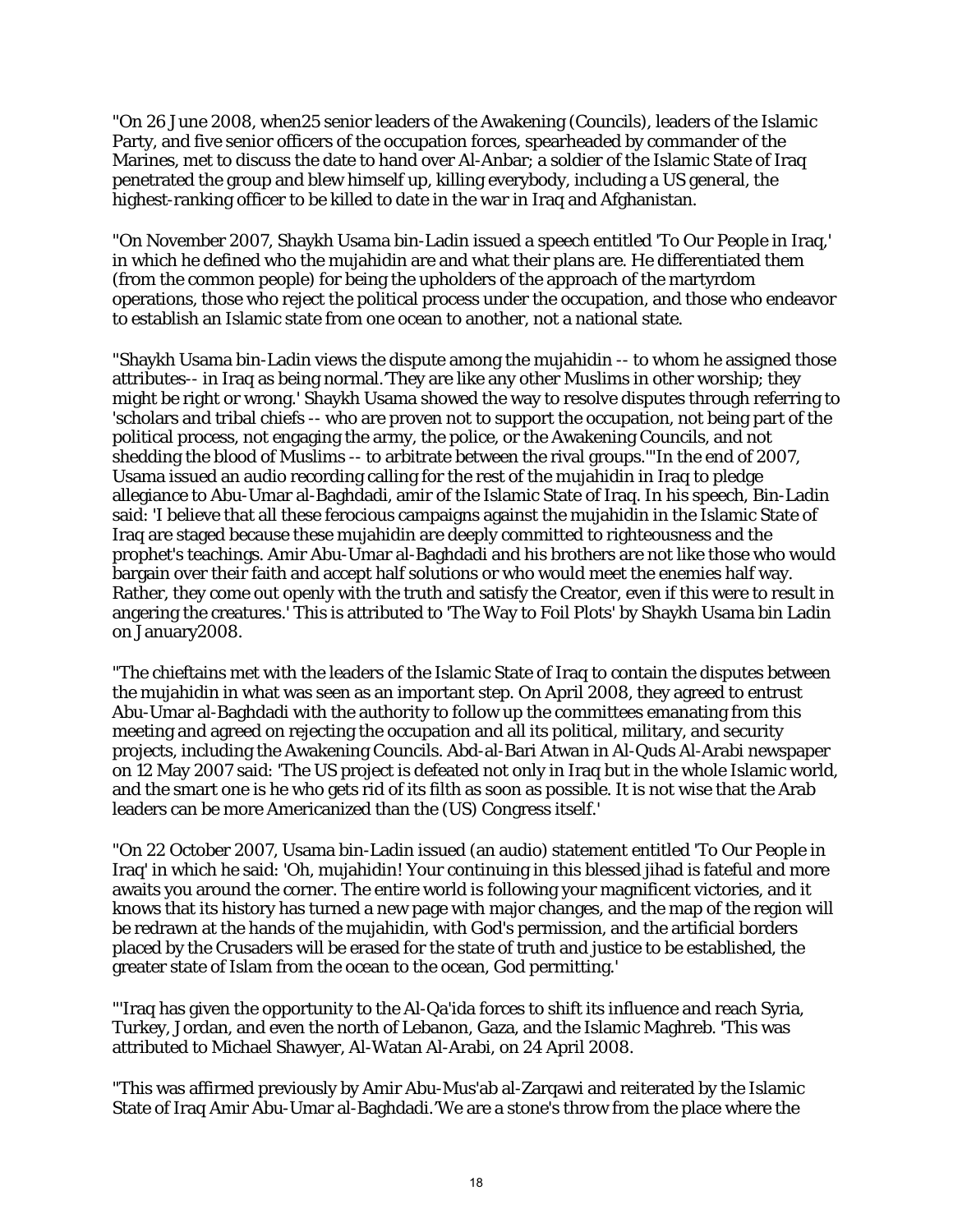"On 26 June 2008, when25 senior leaders of the Awakening (Councils), leaders of the Islamic Party, and five senior officers of the occupation forces, spearheaded by commander of the Marines, met to discuss the date to hand over Al-Anbar; a soldier of the Islamic State of Iraq penetrated the group and blew himself up, killing everybody, including a US general, the highest-ranking officer to be killed to date in the war in Iraq and Afghanistan.

"On November 2007, Shaykh Usama bin-Ladin issued a speech entitled 'To Our People in Iraq,' in which he defined who the mujahidin are and what their plans are. He differentiated them (from the common people) for being the upholders of the approach of the martyrdom operations, those who reject the political process under the occupation, and those who endeavor to establish an Islamic state from one ocean to another, not a national state.

"Shaykh Usama bin-Ladin views the dispute among the mujahidin -- to whom he assigned those attributes-- in Iraq as being normal.'They are like any other Muslims in other worship; they might be right or wrong.' Shaykh Usama showed the way to resolve disputes through referring to 'scholars and tribal chiefs -- who are proven not to support the occupation, not being part of the political process, not engaging the army, the police, or the Awakening Councils, and not shedding the blood of Muslims -- to arbitrate between the rival groups.'"In the end of 2007, Usama issued an audio recording calling for the rest of the mujahidin in Iraq to pledge allegiance to Abu-Umar al-Baghdadi, amir of the Islamic State of Iraq. In his speech, Bin-Ladin said: 'I believe that all these ferocious campaigns against the mujahidin in the Islamic State of Iraq are staged because these mujahidin are deeply committed to righteousness and the prophet's teachings. Amir Abu-Umar al-Baghdadi and his brothers are not like those who would bargain over their faith and accept half solutions or who would meet the enemies half way. Rather, they come out openly with the truth and satisfy the Creator, even if this were to result in angering the creatures.' This is attributed to 'The Way to Foil Plots' by Shaykh Usama bin Ladin on January2008.

"The chieftains met with the leaders of the Islamic State of Iraq to contain the disputes between the mujahidin in what was seen as an important step. On April 2008, they agreed to entrust Abu-Umar al-Baghdadi with the authority to follow up the committees emanating from this meeting and agreed on rejecting the occupation and all its political, military, and security projects, including the Awakening Councils. Abd-al-Bari Atwan in Al-Quds Al-Arabi newspaper on 12 May 2007 said: 'The US project is defeated not only in Iraq but in the whole Islamic world, and the smart one is he who gets rid of its filth as soon as possible. It is not wise that the Arab leaders can be more Americanized than the (US) Congress itself.'

"On 22 October 2007, Usama bin-Ladin issued (an audio) statement entitled 'To Our People in Iraq' in which he said: 'Oh, mujahidin! Your continuing in this blessed jihad is fateful and more awaits you around the corner. The entire world is following your magnificent victories, and it knows that its history has turned a new page with major changes, and the map of the region will be redrawn at the hands of the mujahidin, with God's permission, and the artificial borders placed by the Crusaders will be erased for the state of truth and justice to be established, the greater state of Islam from the ocean to the ocean, God permitting.'

"'Iraq has given the opportunity to the Al-Qa'ida forces to shift its influence and reach Syria, Turkey, Jordan, and even the north of Lebanon, Gaza, and the Islamic Maghreb. 'This was attributed to Michael Shawyer, Al-Watan Al-Arabi, on 24 April 2008.

"This was affirmed previously by Amir Abu-Mus'ab al-Zarqawi and reiterated by the Islamic State of Iraq Amir Abu-Umar al-Baghdadi.'We are a stone's throw from the place where the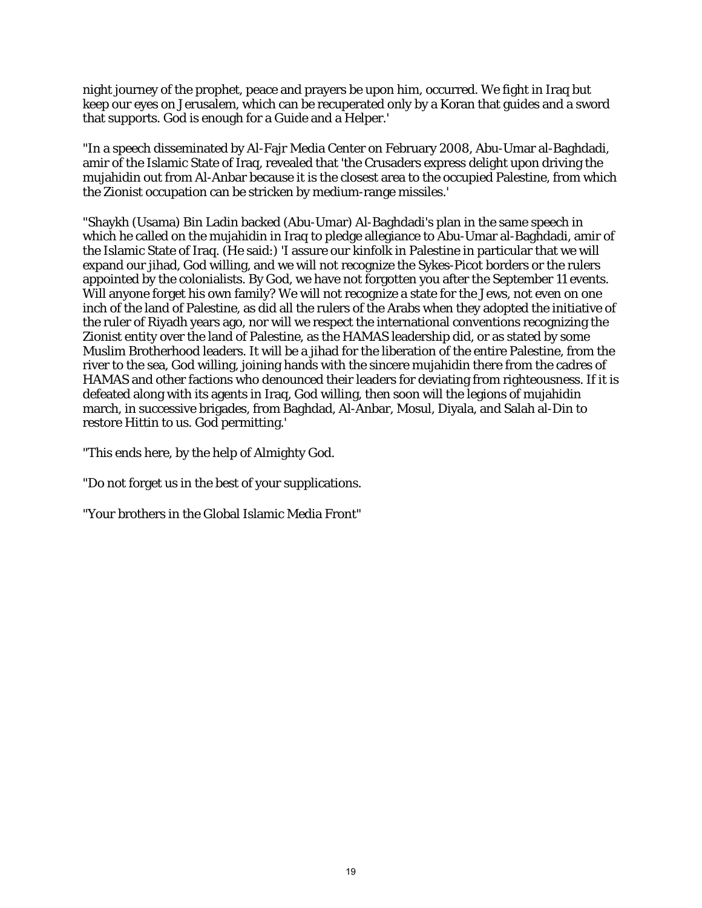night journey of the prophet, peace and prayers be upon him, occurred. We fight in Iraq but keep our eyes on Jerusalem, which can be recuperated only by a Koran that guides and a sword that supports. God is enough for a Guide and a Helper.'

"In a speech disseminated by Al-Fajr Media Center on February 2008, Abu-Umar al-Baghdadi, amir of the Islamic State of Iraq, revealed that 'the Crusaders express delight upon driving the mujahidin out from Al-Anbar because it is the closest area to the occupied Palestine, from which the Zionist occupation can be stricken by medium-range missiles.'

"Shaykh (Usama) Bin Ladin backed (Abu-Umar) Al-Baghdadi's plan in the same speech in which he called on the mujahidin in Iraq to pledge allegiance to Abu-Umar al-Baghdadi, amir of the Islamic State of Iraq. (He said:) 'I assure our kinfolk in Palestine in particular that we will expand our jihad, God willing, and we will not recognize the Sykes-Picot borders or the rulers appointed by the colonialists. By God, we have not forgotten you after the September 11 events. Will anyone forget his own family? We will not recognize a state for the Jews, not even on one inch of the land of Palestine, as did all the rulers of the Arabs when they adopted the initiative of the ruler of Riyadh years ago, nor will we respect the international conventions recognizing the Zionist entity over the land of Palestine, as the HAMAS leadership did, or as stated by some Muslim Brotherhood leaders. It will be a jihad for the liberation of the entire Palestine, from the river to the sea, God willing, joining hands with the sincere mujahidin there from the cadres of HAMAS and other factions who denounced their leaders for deviating from righteousness. If it is defeated along with its agents in Iraq, God willing, then soon will the legions of mujahidin march, in successive brigades, from Baghdad, Al-Anbar, Mosul, Diyala, and Salah al-Din to restore Hittin to us. God permitting.'

"This ends here, by the help of Almighty God.

"Do not forget us in the best of your supplications.

"Your brothers in the Global Islamic Media Front"